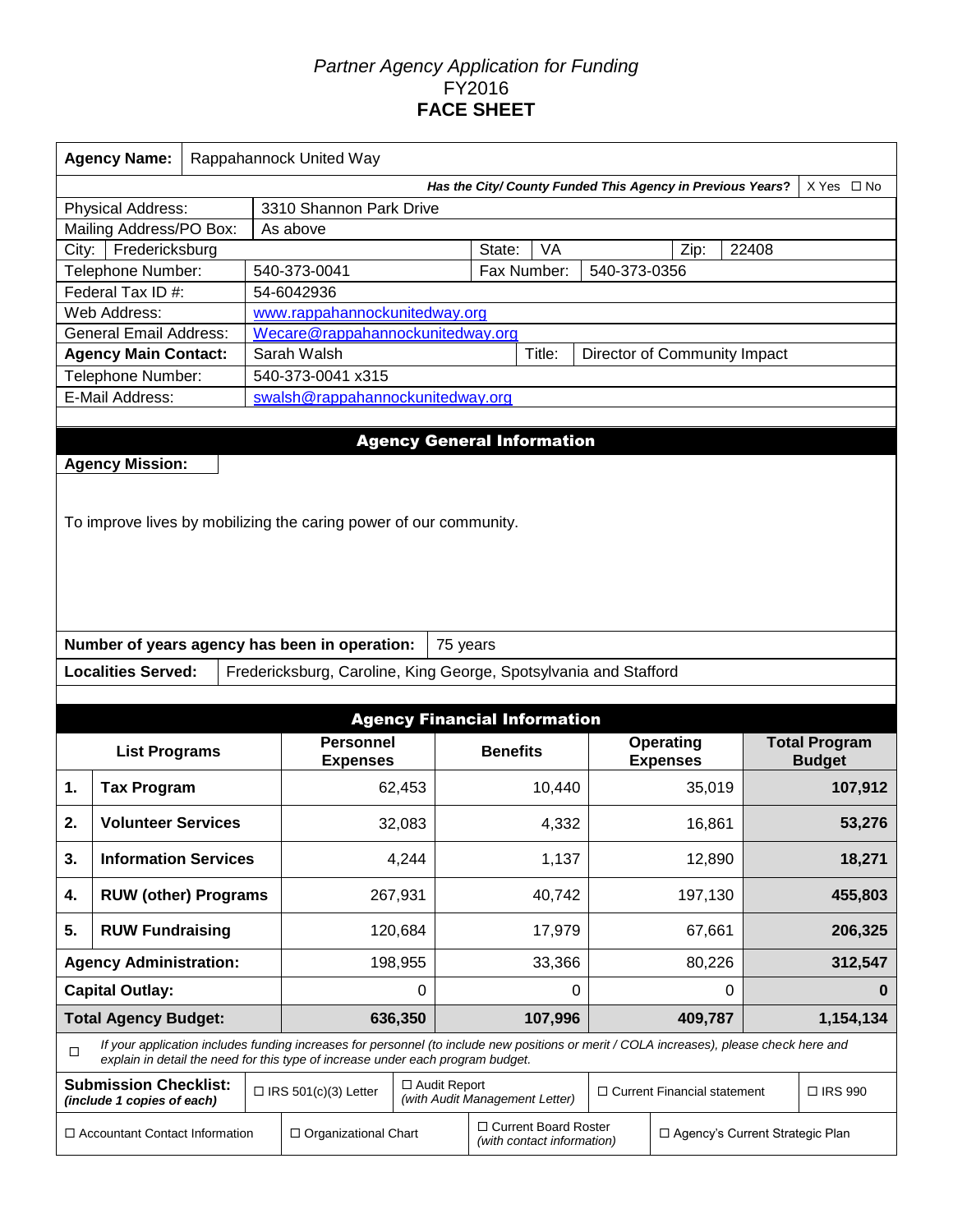*Partner Agency Application for Funding*
FY2016
**FACE SHEET**

| | |
|---|---|
| **Agency Name:** | Rappahannock United Way |
| ***Has the City/ County Funded This Agency in Previous Years?*** | X Yes ☐ No |
| Physical Address: | 3310 Shannon Park Drive |
| Mailing Address/PO Box: | As above |
| City: | Fredericksburg — State: VA — Zip: 22408 |
| Telephone Number: | 540-373-0041 — Fax Number: 540-373-0356 |
| Federal Tax ID #: | 54-6042936 |
| Web Address: | www.rappahannockunitedway.org |
| General Email Address: | Wecare@rappahannockunitedway.org |
| **Agency Main Contact:** | Sarah Walsh — Title: Director of Community Impact |
| Telephone Number: | 540-373-0041 x315 |
| E-Mail Address: | swalsh@rappahannockunitedway.org |

## Agency General Information

**Agency Mission:**

To improve lives by mobilizing the caring power of our community.

**Number of years agency has been in operation:** 75 years

**Localities Served:** Fredericksburg, Caroline, King George, Spotsylvania and Stafford

## Agency Financial Information

| | List Programs | Personnel Expenses | Benefits | Operating Expenses | Total Program Budget |
|---|---|---|---|---|---|
| **1.** | **Tax Program** | 62,453 | 10,440 | 35,019 | **107,912** |
| **2.** | **Volunteer Services** | 32,083 | 4,332 | 16,861 | **53,276** |
| **3.** | **Information Services** | 4,244 | 1,137 | 12,890 | **18,271** |
| **4.** | **RUW (other) Programs** | 267,931 | 40,742 | 197,130 | **455,803** |
| **5.** | **RUW Fundraising** | 120,684 | 17,979 | 67,661 | **206,325** |
| **Agency Administration:** | | 198,955 | 33,366 | 80,226 | **312,547** |
| **Capital Outlay:** | | 0 | 0 | 0 | **0** |
| **Total Agency Budget:** | | **636,350** | **107,996** | **409,787** | **1,154,134** |

☐ *If your application includes funding increases for personnel (to include new positions or merit / COLA increases), please check here and explain in detail the need for this type of increase under each program budget.*

| **Submission Checklist:** *(include 1 copies of each)* | ☐ IRS 501(c)(3) Letter | ☐ Audit Report *(with Audit Management Letter)* | ☐ Current Financial statement | ☐ IRS 990 |
|---|---|---|---|---|
| ☐ Accountant Contact Information | ☐ Organizational Chart | ☐ Current Board Roster *(with contact information)* | ☐ Agency's Current Strategic Plan | |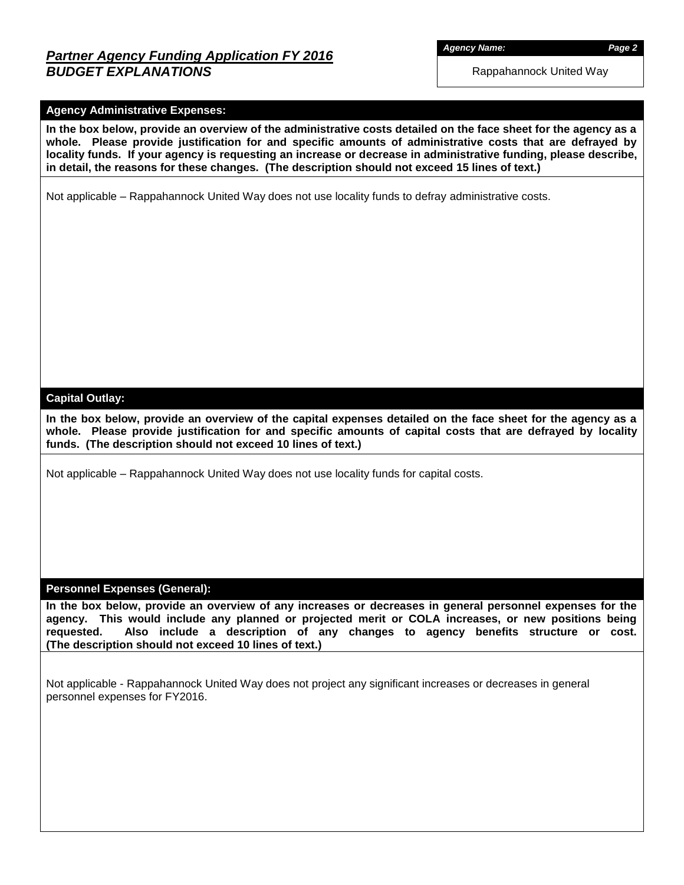## *Partner Agency Funding Application FY 2016*
## ***BUDGET EXPLANATIONS***

***Agency Name:***

Rappahannock United Way

### Agency Administrative Expenses:

**In the box below, provide an overview of the administrative costs detailed on the face sheet for the agency as a whole. Please provide justification for and specific amounts of administrative costs that are defrayed by locality funds. If your agency is requesting an increase or decrease in administrative funding, please describe, in detail, the reasons for these changes. (The description should not exceed 15 lines of text.)**

Not applicable – Rappahannock United Way does not use locality funds to defray administrative costs.

### Capital Outlay:

**In the box below, provide an overview of the capital expenses detailed on the face sheet for the agency as a whole. Please provide justification for and specific amounts of capital costs that are defrayed by locality funds. (The description should not exceed 10 lines of text.)**

Not applicable – Rappahannock United Way does not use locality funds for capital costs.

### Personnel Expenses (General):

**In the box below, provide an overview of any increases or decreases in general personnel expenses for the agency. This would include any planned or projected merit or COLA increases, or new positions being requested. Also include a description of any changes to agency benefits structure or cost. (The description should not exceed 10 lines of text.)**

Not applicable - Rappahannock United Way does not project any significant increases or decreases in general personnel expenses for FY2016.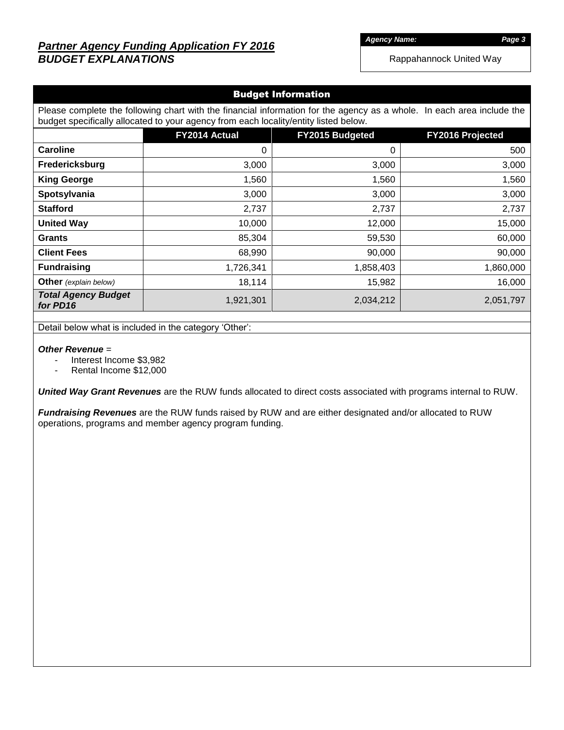## *Partner Agency Funding Application FY 2016*
## *BUDGET EXPLANATIONS*

*Agency Name:* Rappahannock United Way

### Budget Information

Please complete the following chart with the financial information for the agency as a whole. In each area include the budget specifically allocated to your agency from each locality/entity listed below.

| | FY2014 Actual | FY2015 Budgeted | FY2016 Projected |
|---|---|---|---|
| **Caroline** | 0 | 0 | 500 |
| **Fredericksburg** | 3,000 | 3,000 | 3,000 |
| **King George** | 1,560 | 1,560 | 1,560 |
| **Spotsylvania** | 3,000 | 3,000 | 3,000 |
| **Stafford** | 2,737 | 2,737 | 2,737 |
| **United Way** | 10,000 | 12,000 | 15,000 |
| **Grants** | 85,304 | 59,530 | 60,000 |
| **Client Fees** | 68,990 | 90,000 | 90,000 |
| **Fundraising** | 1,726,341 | 1,858,403 | 1,860,000 |
| **Other** *(explain below)* | 18,114 | 15,982 | 16,000 |
| ***Total Agency Budget for PD16*** | 1,921,301 | 2,034,212 | 2,051,797 |

Detail below what is included in the category 'Other':

***Other Revenue*** =

- Interest Income $3,982
- Rental Income $12,000

***United Way Grant Revenues*** are the RUW funds allocated to direct costs associated with programs internal to RUW.

***Fundraising Revenues*** are the RUW funds raised by RUW and are either designated and/or allocated to RUW operations, programs and member agency program funding.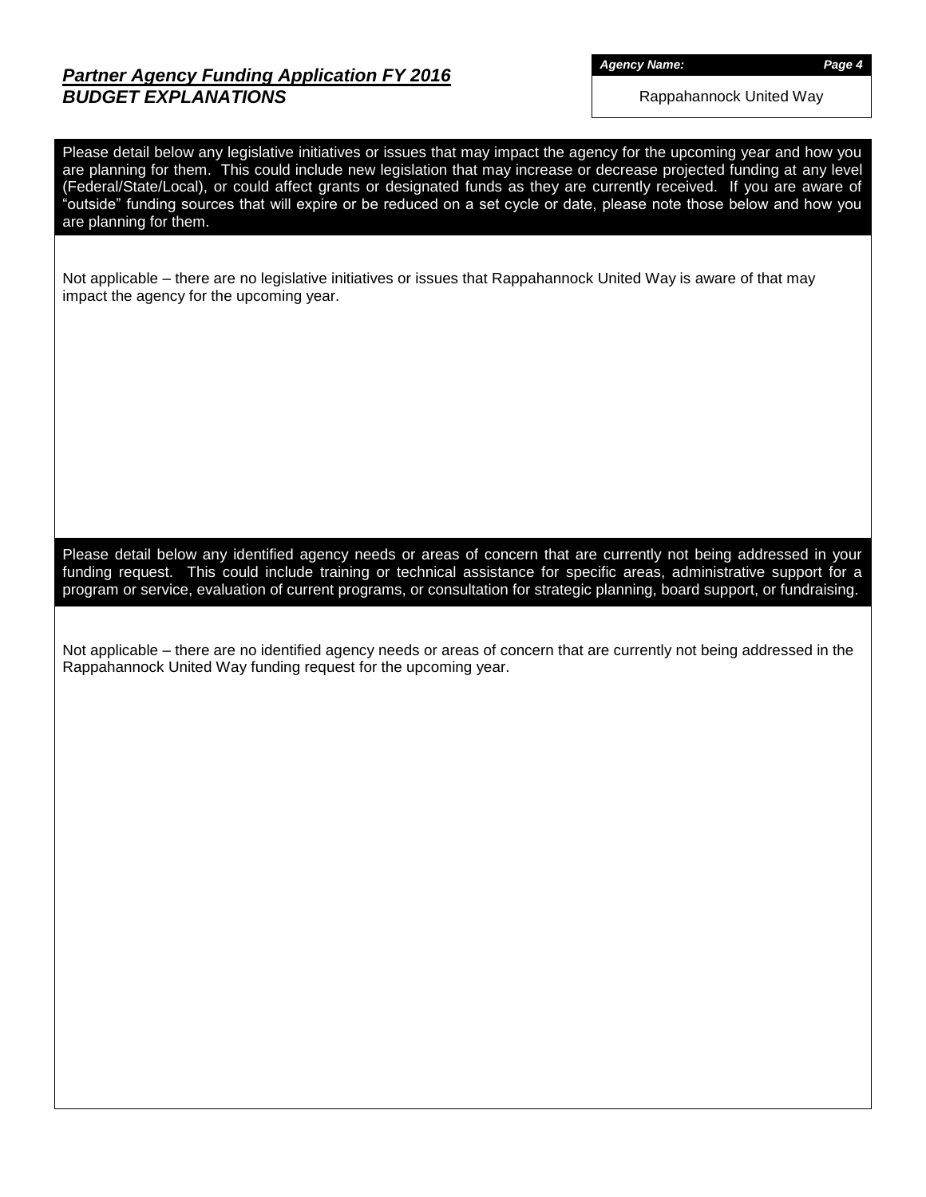## *Partner Agency Funding Application FY 2016*
## *BUDGET EXPLANATIONS*

***Agency Name:***

Rappahannock United Way

**Please detail below any legislative initiatives or issues that may impact the agency for the upcoming year and how you are planning for them. This could include new legislation that may increase or decrease projected funding at any level (Federal/State/Local), or could affect grants or designated funds as they are currently received. If you are aware of "outside" funding sources that will expire or be reduced on a set cycle or date, please note those below and how you are planning for them.**

Not applicable – there are no legislative initiatives or issues that Rappahannock United Way is aware of that may impact the agency for the upcoming year.

**Please detail below any identified agency needs or areas of concern that are currently not being addressed in your funding request. This could include training or technical assistance for specific areas, administrative support for a program or service, evaluation of current programs, or consultation for strategic planning, board support, or fundraising.**

Not applicable – there are no identified agency needs or areas of concern that are currently not being addressed in the Rappahannock United Way funding request for the upcoming year.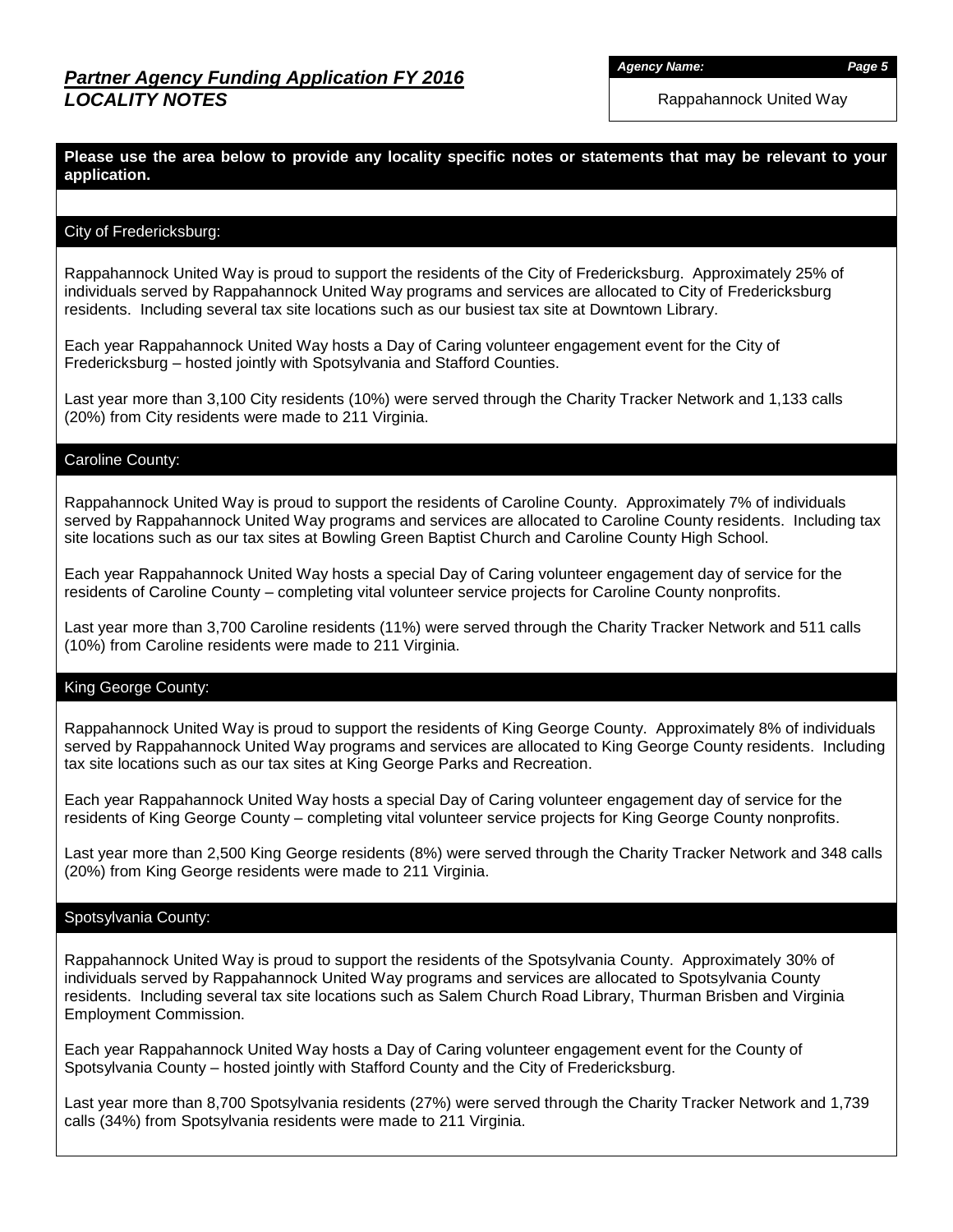## *Partner Agency Funding Application FY 2016*
## *LOCALITY NOTES*

***Agency Name:***

Rappahannock United Way

**Please use the area below to provide any locality specific notes or statements that may be relevant to your application.**

### City of Fredericksburg:

Rappahannock United Way is proud to support the residents of the City of Fredericksburg. Approximately 25% of individuals served by Rappahannock United Way programs and services are allocated to City of Fredericksburg residents. Including several tax site locations such as our busiest tax site at Downtown Library.

Each year Rappahannock United Way hosts a Day of Caring volunteer engagement event for the City of Fredericksburg – hosted jointly with Spotsylvania and Stafford Counties.

Last year more than 3,100 City residents (10%) were served through the Charity Tracker Network and 1,133 calls (20%) from City residents were made to 211 Virginia.

### Caroline County:

Rappahannock United Way is proud to support the residents of Caroline County. Approximately 7% of individuals served by Rappahannock United Way programs and services are allocated to Caroline County residents. Including tax site locations such as our tax sites at Bowling Green Baptist Church and Caroline County High School.

Each year Rappahannock United Way hosts a special Day of Caring volunteer engagement day of service for the residents of Caroline County – completing vital volunteer service projects for Caroline County nonprofits.

Last year more than 3,700 Caroline residents (11%) were served through the Charity Tracker Network and 511 calls (10%) from Caroline residents were made to 211 Virginia.

### King George County:

Rappahannock United Way is proud to support the residents of King George County. Approximately 8% of individuals served by Rappahannock United Way programs and services are allocated to King George County residents. Including tax site locations such as our tax sites at King George Parks and Recreation.

Each year Rappahannock United Way hosts a special Day of Caring volunteer engagement day of service for the residents of King George County – completing vital volunteer service projects for King George County nonprofits.

Last year more than 2,500 King George residents (8%) were served through the Charity Tracker Network and 348 calls (20%) from King George residents were made to 211 Virginia.

### Spotsylvania County:

Rappahannock United Way is proud to support the residents of the Spotsylvania County. Approximately 30% of individuals served by Rappahannock United Way programs and services are allocated to Spotsylvania County residents. Including several tax site locations such as Salem Church Road Library, Thurman Brisben and Virginia Employment Commission.

Each year Rappahannock United Way hosts a Day of Caring volunteer engagement event for the County of Spotsylvania County – hosted jointly with Stafford County and the City of Fredericksburg.

Last year more than 8,700 Spotsylvania residents (27%) were served through the Charity Tracker Network and 1,739 calls (34%) from Spotsylvania residents were made to 211 Virginia.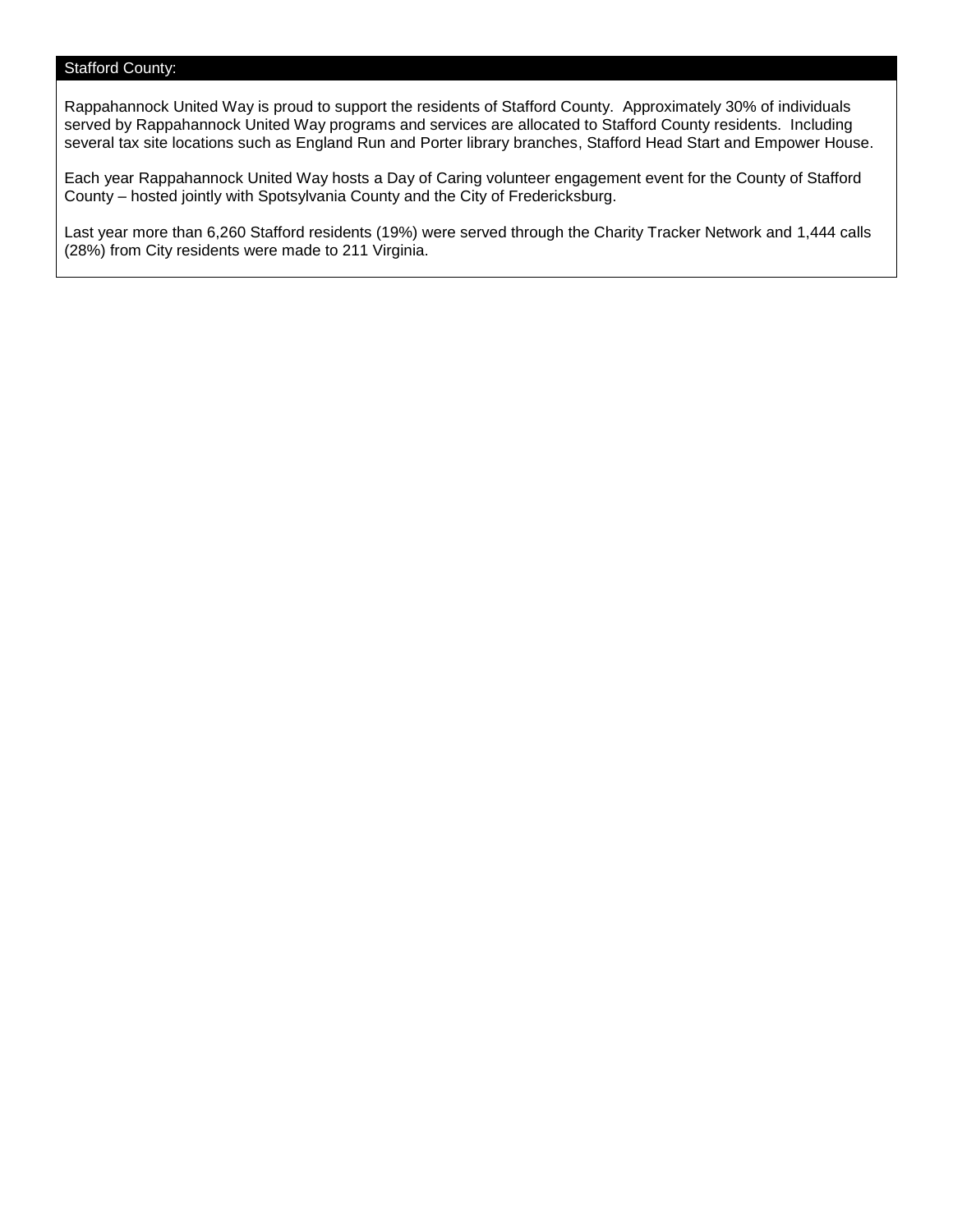## Stafford County:

Rappahannock United Way is proud to support the residents of Stafford County. Approximately 30% of individuals served by Rappahannock United Way programs and services are allocated to Stafford County residents. Including several tax site locations such as England Run and Porter library branches, Stafford Head Start and Empower House.

Each year Rappahannock United Way hosts a Day of Caring volunteer engagement event for the County of Stafford County – hosted jointly with Spotsylvania County and the City of Fredericksburg.

Last year more than 6,260 Stafford residents (19%) were served through the Charity Tracker Network and 1,444 calls (28%) from City residents were made to 211 Virginia.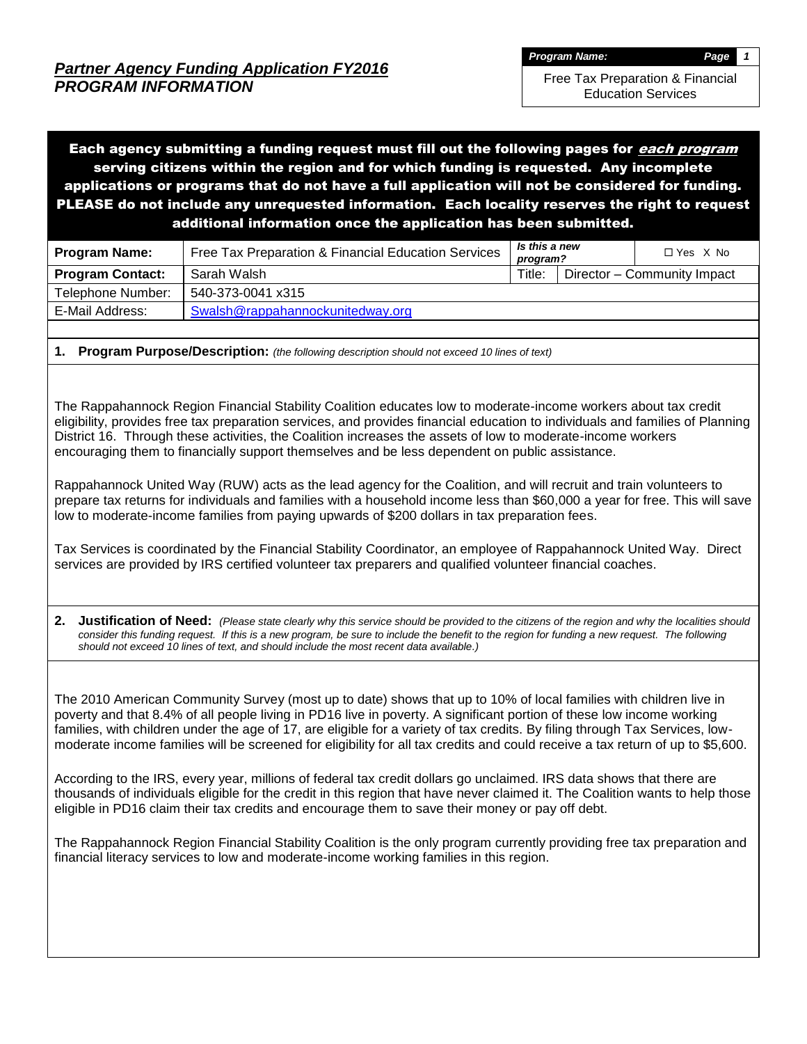## *Partner Agency Funding Application FY2016*
## *PROGRAM INFORMATION*

| *Program Name:* |
|---|
| Free Tax Preparation & Financial Education Services |

**Each agency submitting a funding request must fill out the following pages for *each program* serving citizens within the region and for which funding is requested. Any incomplete applications or programs that do not have a full application will not be considered for funding. PLEASE do not include any unrequested information. Each locality reserves the right to request additional information once the application has been submitted.**

| **Program Name:** | Free Tax Preparation & Financial Education Services | *Is this a new program?* | ☐ Yes X No |
|---|---|---|---|
| **Program Contact:** | Sarah Walsh | Title: | Director – Community Impact |
| Telephone Number: | 540-373-0041 x315 | | |
| E-Mail Address: | Swalsh@rappahannockunitedway.org | | |

**1. Program Purpose/Description:** *(the following description should not exceed 10 lines of text)*

The Rappahannock Region Financial Stability Coalition educates low to moderate-income workers about tax credit eligibility, provides free tax preparation services, and provides financial education to individuals and families of Planning District 16. Through these activities, the Coalition increases the assets of low to moderate-income workers encouraging them to financially support themselves and be less dependent on public assistance.

Rappahannock United Way (RUW) acts as the lead agency for the Coalition, and will recruit and train volunteers to prepare tax returns for individuals and families with a household income less than $60,000 a year for free. This will save low to moderate-income families from paying upwards of $200 dollars in tax preparation fees.

Tax Services is coordinated by the Financial Stability Coordinator, an employee of Rappahannock United Way. Direct services are provided by IRS certified volunteer tax preparers and qualified volunteer financial coaches.

**2. Justification of Need:** *(Please state clearly why this service should be provided to the citizens of the region and why the localities should consider this funding request. If this is a new program, be sure to include the benefit to the region for funding a new request. The following should not exceed 10 lines of text, and should include the most recent data available.)*

The 2010 American Community Survey (most up to date) shows that up to 10% of local families with children live in poverty and that 8.4% of all people living in PD16 live in poverty. A significant portion of these low income working families, with children under the age of 17, are eligible for a variety of tax credits. By filing through Tax Services, low-moderate income families will be screened for eligibility for all tax credits and could receive a tax return of up to $5,600.

According to the IRS, every year, millions of federal tax credit dollars go unclaimed. IRS data shows that there are thousands of individuals eligible for the credit in this region that have never claimed it. The Coalition wants to help those eligible in PD16 claim their tax credits and encourage them to save their money or pay off debt.

The Rappahannock Region Financial Stability Coalition is the only program currently providing free tax preparation and financial literacy services to low and moderate-income working families in this region.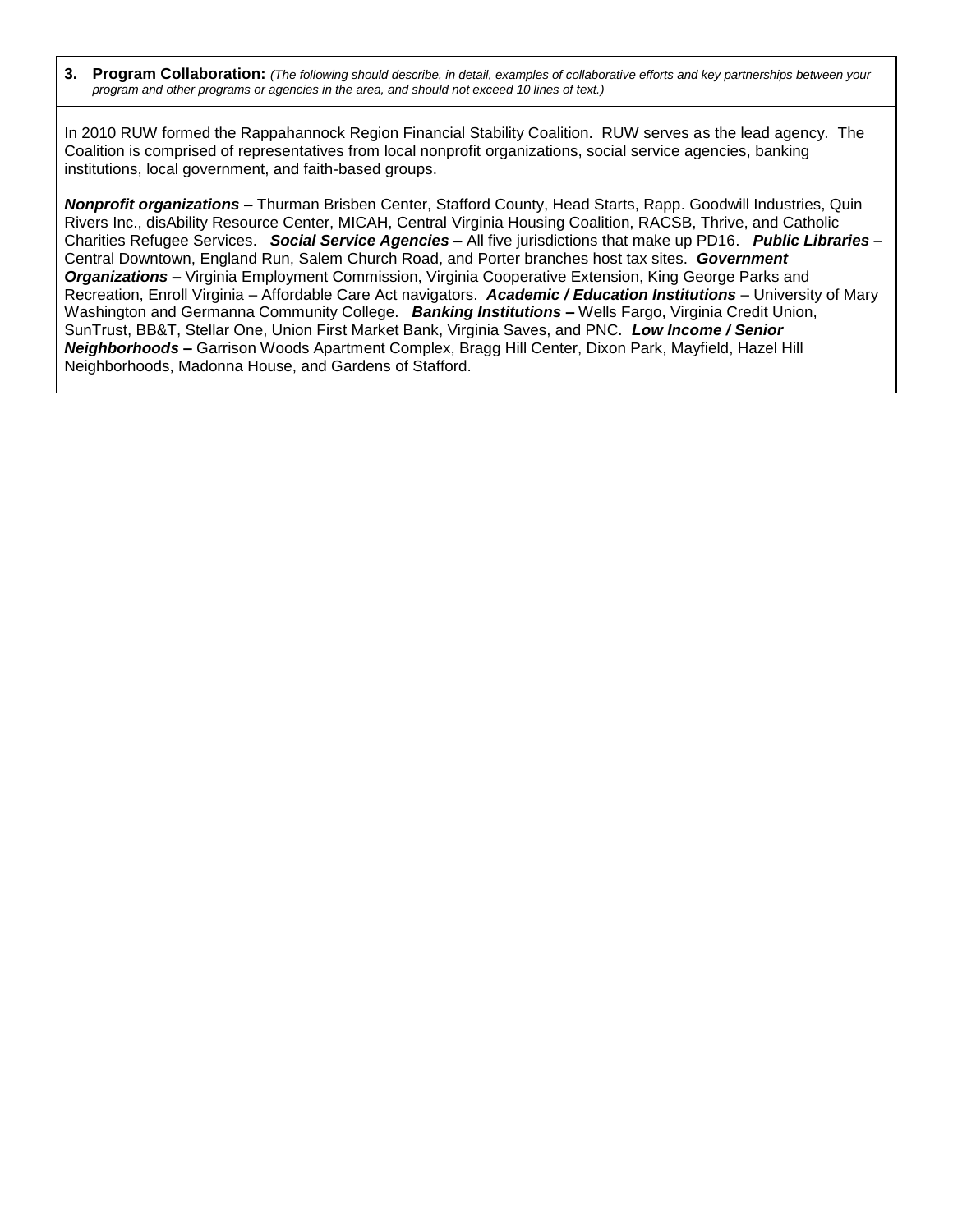**3. Program Collaboration:** *(The following should describe, in detail, examples of collaborative efforts and key partnerships between your program and other programs or agencies in the area, and should not exceed 10 lines of text.)*

In 2010 RUW formed the Rappahannock Region Financial Stability Coalition. RUW serves as the lead agency. The Coalition is comprised of representatives from local nonprofit organizations, social service agencies, banking institutions, local government, and faith-based groups.

***Nonprofit organizations* –** Thurman Brisben Center, Stafford County, Head Starts, Rapp. Goodwill Industries, Quin Rivers Inc., disAbility Resource Center, MICAH, Central Virginia Housing Coalition, RACSB, Thrive, and Catholic Charities Refugee Services. ***Social Service Agencies* –** All five jurisdictions that make up PD16. ***Public Libraries*** – Central Downtown, England Run, Salem Church Road, and Porter branches host tax sites. ***Government Organizations* –** Virginia Employment Commission, Virginia Cooperative Extension, King George Parks and Recreation, Enroll Virginia – Affordable Care Act navigators. ***Academic / Education Institutions*** – University of Mary Washington and Germanna Community College. ***Banking Institutions* –** Wells Fargo, Virginia Credit Union, SunTrust, BB&T, Stellar One, Union First Market Bank, Virginia Saves, and PNC. ***Low Income / Senior Neighborhoods* –** Garrison Woods Apartment Complex, Bragg Hill Center, Dixon Park, Mayfield, Hazel Hill Neighborhoods, Madonna House, and Gardens of Stafford.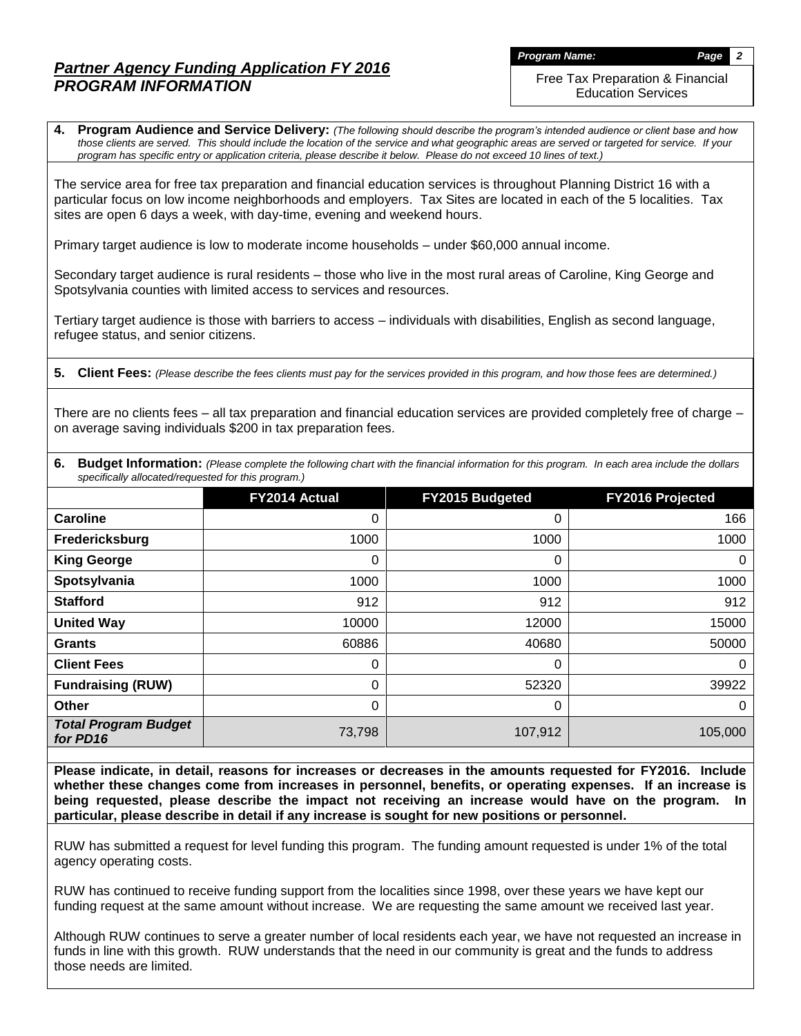# *Partner Agency Funding Application FY 2016*
## *PROGRAM INFORMATION*

***Program Name:*** Free Tax Preparation & Financial Education Services

**4. Program Audience and Service Delivery:** *(The following should describe the program's intended audience or client base and how those clients are served. This should include the location of the service and what geographic areas are served or targeted for service. If your program has specific entry or application criteria, please describe it below. Please do not exceed 10 lines of text.)*

The service area for free tax preparation and financial education services is throughout Planning District 16 with a particular focus on low income neighborhoods and employers. Tax Sites are located in each of the 5 localities. Tax sites are open 6 days a week, with day-time, evening and weekend hours.

Primary target audience is low to moderate income households – under $60,000 annual income.

Secondary target audience is rural residents – those who live in the most rural areas of Caroline, King George and Spotsylvania counties with limited access to services and resources.

Tertiary target audience is those with barriers to access – individuals with disabilities, English as second language, refugee status, and senior citizens.

**5. Client Fees:** *(Please describe the fees clients must pay for the services provided in this program, and how those fees are determined.)*

There are no clients fees – all tax preparation and financial education services are provided completely free of charge – on average saving individuals $200 in tax preparation fees.

**6. Budget Information:** *(Please complete the following chart with the financial information for this program. In each area include the dollars specifically allocated/requested for this program.)*

| | FY2014 Actual | FY2015 Budgeted | FY2016 Projected |
|---|---|---|---|
| **Caroline** | 0 | 0 | 166 |
| **Fredericksburg** | 1000 | 1000 | 1000 |
| **King George** | 0 | 0 | 0 |
| **Spotsylvania** | 1000 | 1000 | 1000 |
| **Stafford** | 912 | 912 | 912 |
| **United Way** | 10000 | 12000 | 15000 |
| **Grants** | 60886 | 40680 | 50000 |
| **Client Fees** | 0 | 0 | 0 |
| **Fundraising (RUW)** | 0 | 52320 | 39922 |
| **Other** | 0 | 0 | 0 |
| ***Total Program Budget for PD16*** | 73,798 | 107,912 | 105,000 |

**Please indicate, in detail, reasons for increases or decreases in the amounts requested for FY2016. Include whether these changes come from increases in personnel, benefits, or operating expenses. If an increase is being requested, please describe the impact not receiving an increase would have on the program. In particular, please describe in detail if any increase is sought for new positions or personnel.**

RUW has submitted a request for level funding this program. The funding amount requested is under 1% of the total agency operating costs.

RUW has continued to receive funding support from the localities since 1998, over these years we have kept our funding request at the same amount without increase. We are requesting the same amount we received last year.

Although RUW continues to serve a greater number of local residents each year, we have not requested an increase in funds in line with this growth. RUW understands that the need in our community is great and the funds to address those needs are limited.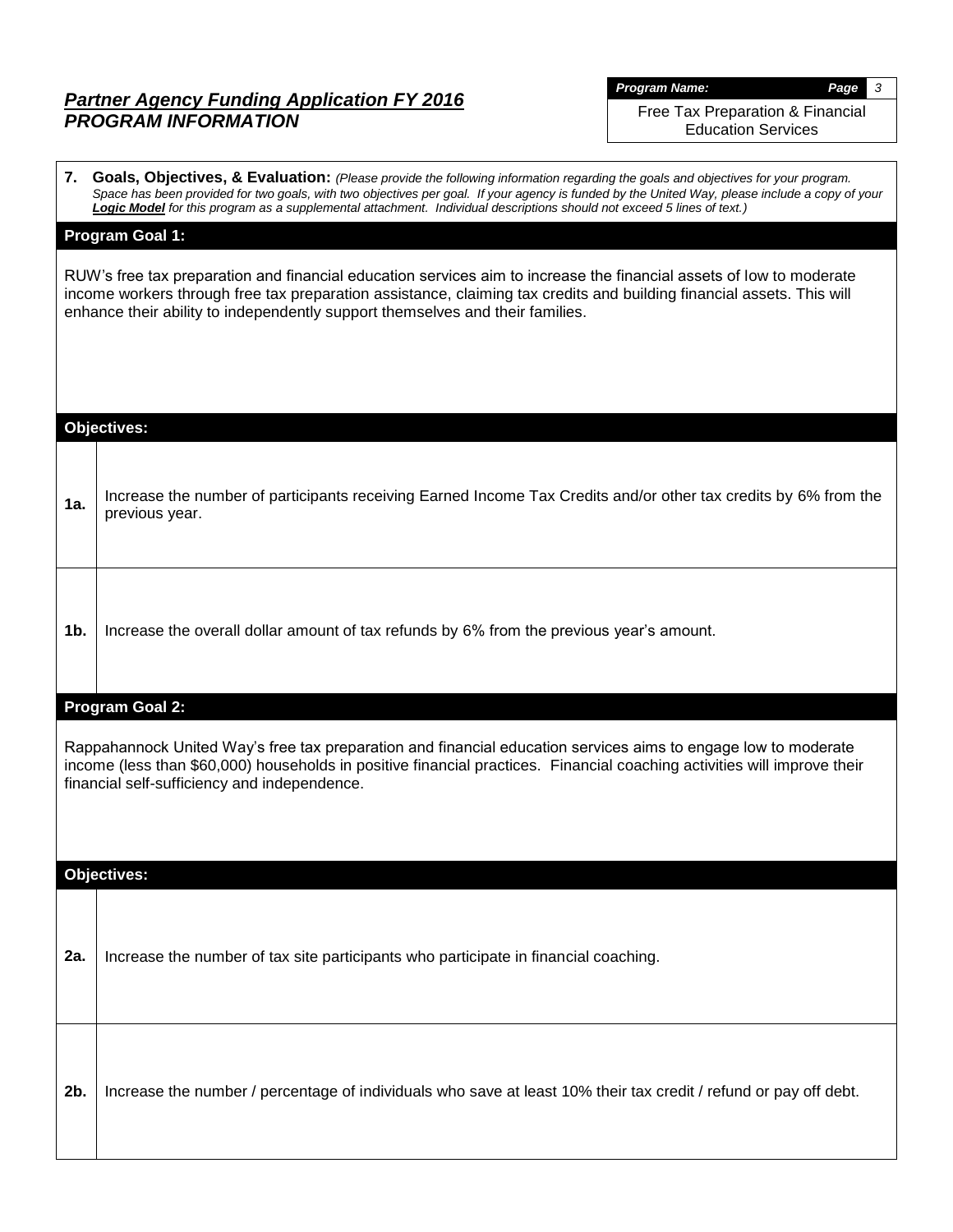## *Partner Agency Funding Application FY 2016*
## *PROGRAM INFORMATION*

***Program Name:***
Free Tax Preparation & Financial Education Services

**7. Goals, Objectives, & Evaluation:** *(Please provide the following information regarding the goals and objectives for your program. Space has been provided for two goals, with two objectives per goal. If your agency is funded by the United Way, please include a copy of your **Logic Model** for this program as a supplemental attachment. Individual descriptions should not exceed 5 lines of text.)*

### Program Goal 1:

RUW's free tax preparation and financial education services aim to increase the financial assets of low to moderate income workers through free tax preparation assistance, claiming tax credits and building financial assets. This will enhance their ability to independently support themselves and their families.

### Objectives:

| | |
|---|---|
| **1a.** | Increase the number of participants receiving Earned Income Tax Credits and/or other tax credits by 6% from the previous year. |
| **1b.** | Increase the overall dollar amount of tax refunds by 6% from the previous year's amount. |

### Program Goal 2:

Rappahannock United Way's free tax preparation and financial education services aims to engage low to moderate income (less than $60,000) households in positive financial practices. Financial coaching activities will improve their financial self-sufficiency and independence.

### Objectives:

| | |
|---|---|
| **2a.** | Increase the number of tax site participants who participate in financial coaching. |
| **2b.** | Increase the number / percentage of individuals who save at least 10% their tax credit / refund or pay off debt. |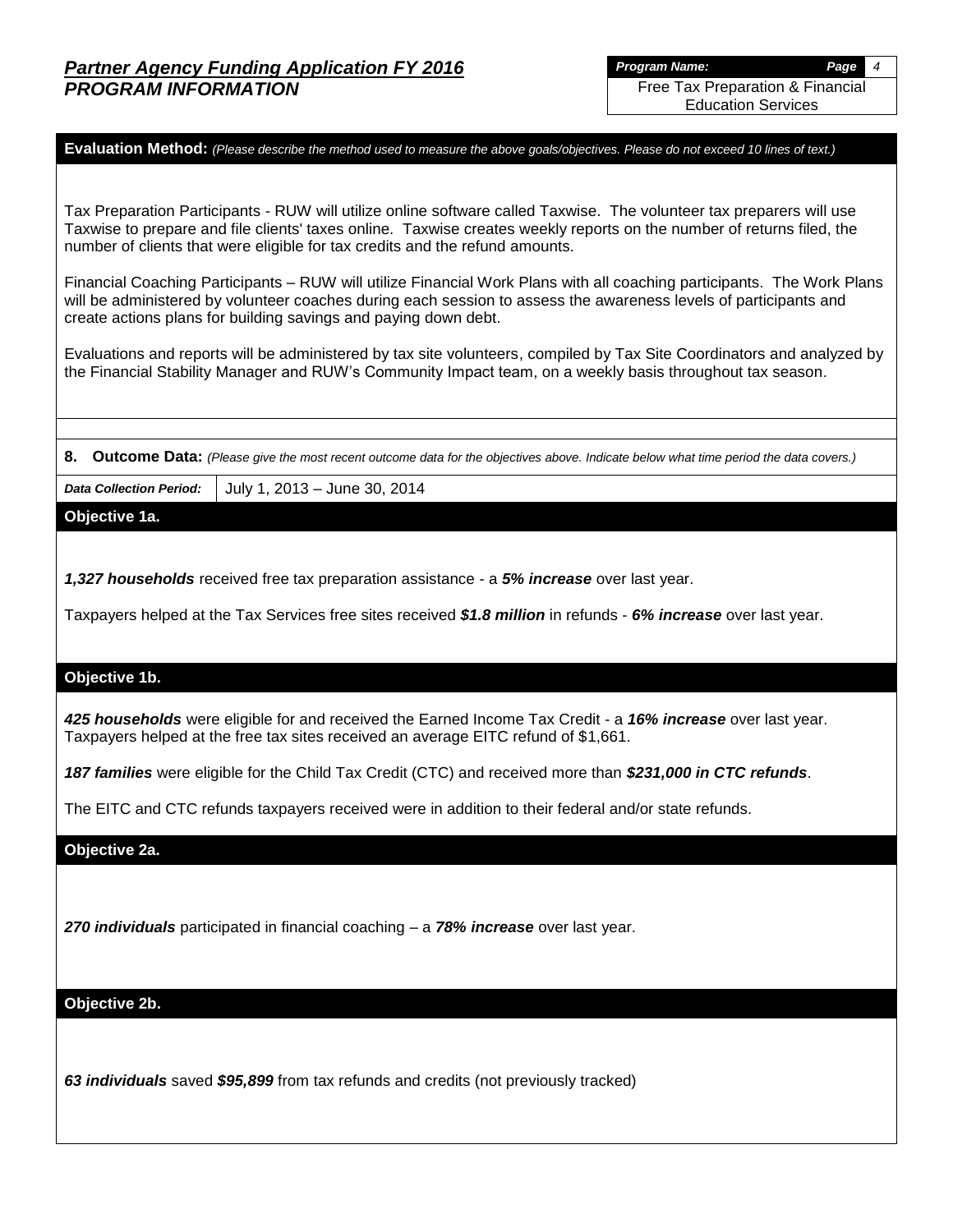## Partner Agency Funding Application FY 2016
## PROGRAM INFORMATION

**Program Name:** Free Tax Preparation & Financial Education Services

**Evaluation Method:** *(Please describe the method used to measure the above goals/objectives. Please do not exceed 10 lines of text.)*

Tax Preparation Participants - RUW will utilize online software called Taxwise. The volunteer tax preparers will use Taxwise to prepare and file clients' taxes online. Taxwise creates weekly reports on the number of returns filed, the number of clients that were eligible for tax credits and the refund amounts.

Financial Coaching Participants – RUW will utilize Financial Work Plans with all coaching participants. The Work Plans will be administered by volunteer coaches during each session to assess the awareness levels of participants and create actions plans for building savings and paying down debt.

Evaluations and reports will be administered by tax site volunteers, compiled by Tax Site Coordinators and analyzed by the Financial Stability Manager and RUW's Community Impact team, on a weekly basis throughout tax season.

**8. Outcome Data:** *(Please give the most recent outcome data for the objectives above. Indicate below what time period the data covers.)*

| *Data Collection Period:* | July 1, 2013 – June 30, 2014 |
|---|---|

**Objective 1a.**

***1,327 households*** received free tax preparation assistance - a ***5% increase*** over last year.

Taxpayers helped at the Tax Services free sites received ***$1.8 million*** in refunds - ***6% increase*** over last year.

**Objective 1b.**

***425 households*** were eligible for and received the Earned Income Tax Credit - a ***16% increase*** over last year. Taxpayers helped at the free tax sites received an average EITC refund of $1,661.

***187 families*** were eligible for the Child Tax Credit (CTC) and received more than ***$231,000 in CTC refunds***.

The EITC and CTC refunds taxpayers received were in addition to their federal and/or state refunds.

**Objective 2a.**

***270 individuals*** participated in financial coaching – a ***78% increase*** over last year.

**Objective 2b.**

***63 individuals*** saved ***$95,899*** from tax refunds and credits (not previously tracked)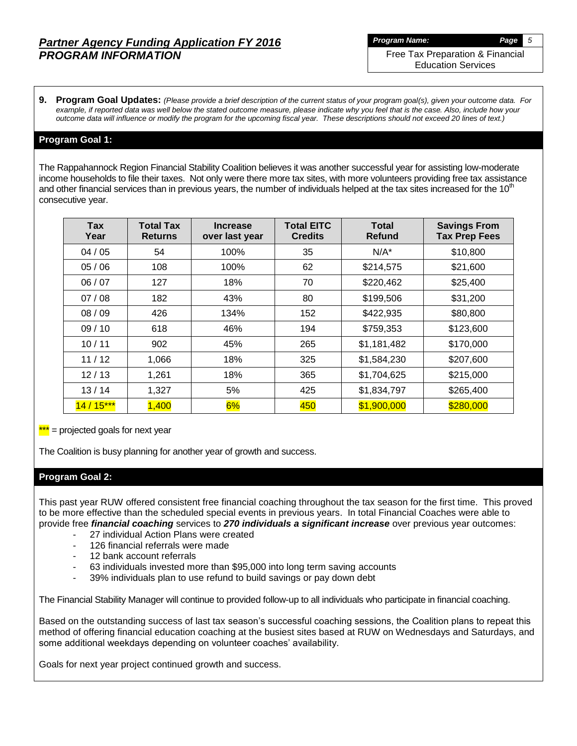# Partner Agency Funding Application FY 2016
## PROGRAM INFORMATION

**Program Name:** Free Tax Preparation & Financial Education Services

**9. Program Goal Updates:** *(Please provide a brief description of the current status of your program goal(s), given your outcome data. For example, if reported data was well below the stated outcome measure, please indicate why you feel that is the case. Also, include how your outcome data will influence or modify the program for the upcoming fiscal year. These descriptions should not exceed 20 lines of text.)*

### Program Goal 1:

The Rappahannock Region Financial Stability Coalition believes it was another successful year for assisting low-moderate income households to file their taxes. Not only were there more tax sites, with more volunteers providing free tax assistance and other financial services than in previous years, the number of individuals helped at the tax sites increased for the 10th consecutive year.

| Tax Year | Total Tax Returns | Increase over last year | Total EITC Credits | Total Refund | Savings From Tax Prep Fees |
|---|---|---|---|---|---|
| 04 / 05 | 54 | 100% | 35 | N/A* | $10,800 |
| 05 / 06 | 108 | 100% | 62 | $214,575 | $21,600 |
| 06 / 07 | 127 | 18% | 70 | $220,462 | $25,400 |
| 07 / 08 | 182 | 43% | 80 | $199,506 | $31,200 |
| 08 / 09 | 426 | 134% | 152 | $422,935 | $80,800 |
| 09 / 10 | 618 | 46% | 194 | $759,353 | $123,600 |
| 10 / 11 | 902 | 45% | 265 | $1,181,482 | $170,000 |
| 11 / 12 | 1,066 | 18% | 325 | $1,584,230 | $207,600 |
| 12 / 13 | 1,261 | 18% | 365 | $1,704,625 | $215,000 |
| 13 / 14 | 1,327 | 5% | 425 | $1,834,797 | $265,400 |
| 14 / 15*** | 1,400 | 6% | 450 | $1,900,000 | $280,000 |

*** = projected goals for next year

The Coalition is busy planning for another year of growth and success.

### Program Goal 2:

This past year RUW offered consistent free financial coaching throughout the tax season for the first time. This proved to be more effective than the scheduled special events in previous years. In total Financial Coaches were able to provide free ***financial coaching*** services to ***270 individuals a significant increase*** over previous year outcomes:

- 27 individual Action Plans were created
- 126 financial referrals were made
- 12 bank account referrals
- 63 individuals invested more than $95,000 into long term saving accounts
- 39% individuals plan to use refund to build savings or pay down debt

The Financial Stability Manager will continue to provided follow-up to all individuals who participate in financial coaching.

Based on the outstanding success of last tax season's successful coaching sessions, the Coalition plans to repeat this method of offering financial education coaching at the busiest sites based at RUW on Wednesdays and Saturdays, and some additional weekdays depending on volunteer coaches' availability.

Goals for next year project continued growth and success.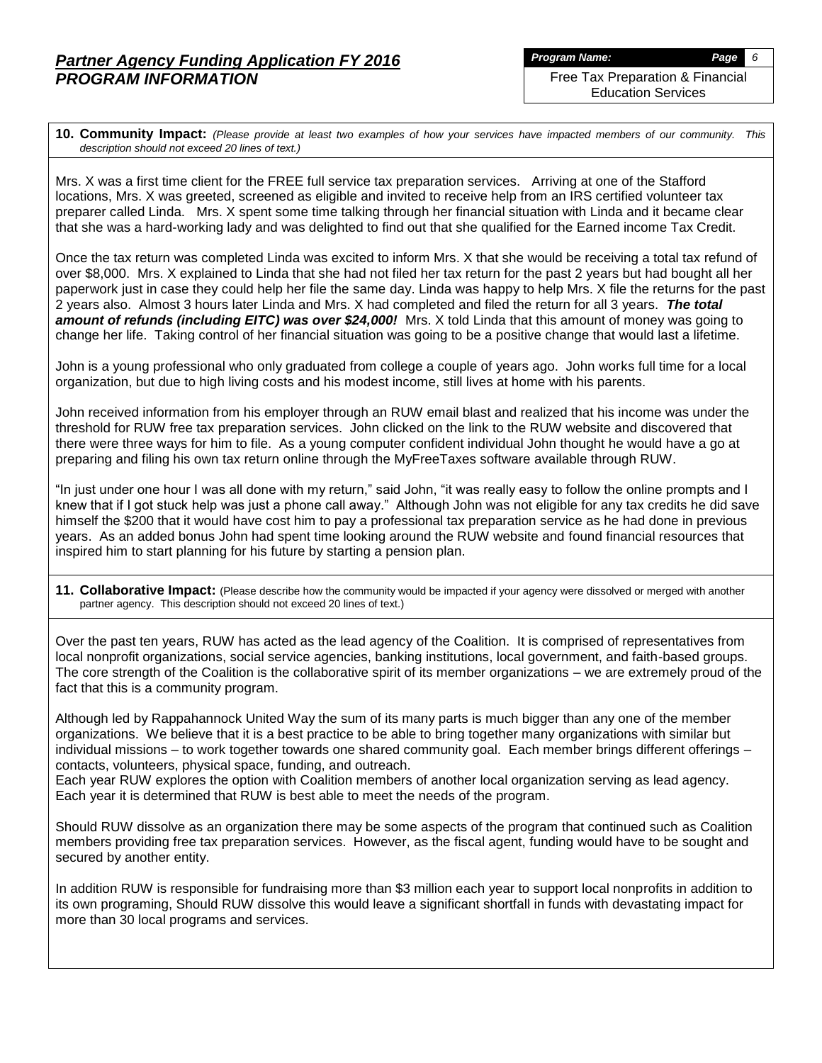## 10. Community Impact:

*(Please provide at least two examples of how your services have impacted members of our community. This description should not exceed 20 lines of text.)*

Mrs. X was a first time client for the FREE full service tax preparation services. Arriving at one of the Stafford locations, Mrs. X was greeted, screened as eligible and invited to receive help from an IRS certified volunteer tax preparer called Linda. Mrs. X spent some time talking through her financial situation with Linda and it became clear that she was a hard-working lady and was delighted to find out that she qualified for the Earned income Tax Credit.

Once the tax return was completed Linda was excited to inform Mrs. X that she would be receiving a total tax refund of over $8,000. Mrs. X explained to Linda that she had not filed her tax return for the past 2 years but had bought all her paperwork just in case they could help her file the same day. Linda was happy to help Mrs. X file the returns for the past 2 years also. Almost 3 hours later Linda and Mrs. X had completed and filed the return for all 3 years. ***The total amount of refunds (including EITC) was over $24,000!*** Mrs. X told Linda that this amount of money was going to change her life. Taking control of her financial situation was going to be a positive change that would last a lifetime.

John is a young professional who only graduated from college a couple of years ago. John works full time for a local organization, but due to high living costs and his modest income, still lives at home with his parents.

John received information from his employer through an RUW email blast and realized that his income was under the threshold for RUW free tax preparation services. John clicked on the link to the RUW website and discovered that there were three ways for him to file. As a young computer confident individual John thought he would have a go at preparing and filing his own tax return online through the MyFreeTaxes software available through RUW.

"In just under one hour I was all done with my return," said John, "it was really easy to follow the online prompts and I knew that if I got stuck help was just a phone call away." Although John was not eligible for any tax credits he did save himself the $200 that it would have cost him to pay a professional tax preparation service as he had done in previous years. As an added bonus John had spent time looking around the RUW website and found financial resources that inspired him to start planning for his future by starting a pension plan.

## 11. Collaborative Impact:

(Please describe how the community would be impacted if your agency were dissolved or merged with another partner agency. This description should not exceed 20 lines of text.)

Over the past ten years, RUW has acted as the lead agency of the Coalition. It is comprised of representatives from local nonprofit organizations, social service agencies, banking institutions, local government, and faith-based groups. The core strength of the Coalition is the collaborative spirit of its member organizations – we are extremely proud of the fact that this is a community program.

Although led by Rappahannock United Way the sum of its many parts is much bigger than any one of the member organizations. We believe that it is a best practice to be able to bring together many organizations with similar but individual missions – to work together towards one shared community goal. Each member brings different offerings – contacts, volunteers, physical space, funding, and outreach.

Each year RUW explores the option with Coalition members of another local organization serving as lead agency. Each year it is determined that RUW is best able to meet the needs of the program.

Should RUW dissolve as an organization there may be some aspects of the program that continued such as Coalition members providing free tax preparation services. However, as the fiscal agent, funding would have to be sought and secured by another entity.

In addition RUW is responsible for fundraising more than $3 million each year to support local nonprofits in addition to its own programing, Should RUW dissolve this would leave a significant shortfall in funds with devastating impact for more than 30 local programs and services.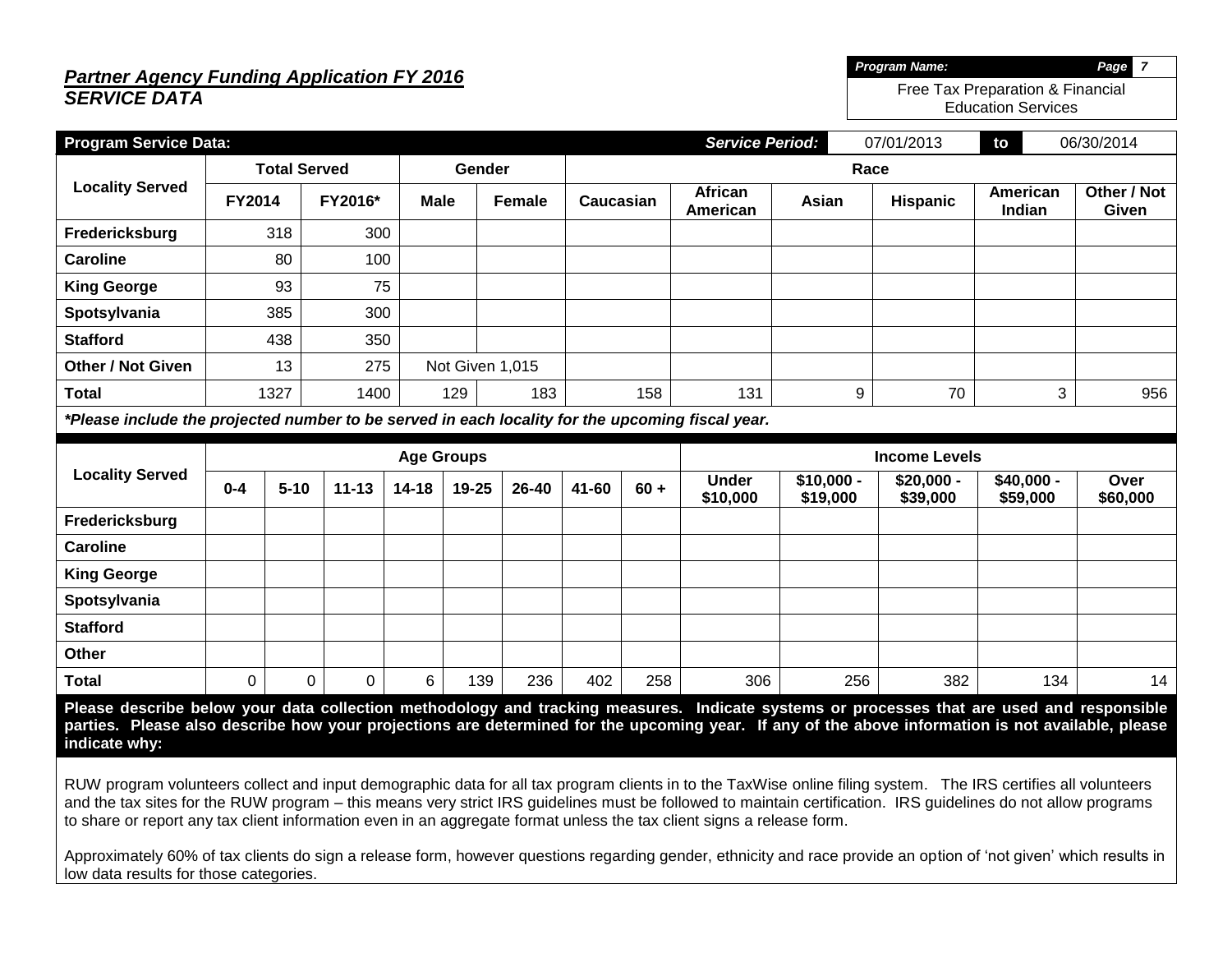## *Partner Agency Funding Application FY 2016*
## *SERVICE DATA*

| ***Program Name:*** | ***Page 7*** |
|---|---|
| Free Tax Preparation & Financial Education Services | |

| **Program Service Data:** | | | | | | ***Service Period:*** | 07/01/2013 | **to** | 06/30/2014 | |
|---|---|---|---|---|---|---|---|---|---|---|
| **Locality Served** | **Total Served** | | **Gender** | | **Race** | | | | | |
| | **FY2014** | **FY2016*** | **Male** | **Female** | **Caucasian** | **African American** | **Asian** | **Hispanic** | **American Indian** | **Other / Not Given** |
| **Fredericksburg** | 318 | 300 | | | | | | | | |
| **Caroline** | 80 | 100 | | | | | | | | |
| **King George** | 93 | 75 | | | | | | | | |
| **Spotsylvania** | 385 | 300 | | | | | | | | |
| **Stafford** | 438 | 350 | | | | | | | | |
| **Other / Not Given** | 13 | 275 | Not Given 1,015 | | | | | | | |
| **Total** | 1327 | 1400 | 129 | 183 | 158 | 131 | 9 | 70 | 3 | 956 |

***Please include the projected number to be served in each locality for the upcoming fiscal year.***

| **Locality Served** | **Age Groups** | | | | | | | | **Income Levels** | | | | |
|---|---|---|---|---|---|---|---|---|---|---|---|---|---|
| | **0-4** | **5-10** | **11-13** | **14-18** | **19-25** | **26-40** | **41-60** | **60 +** | **Under $10,000** | **$10,000 - $19,000** | **$20,000 - $39,000** | **$40,000 - $59,000** | **Over $60,000** |
| **Fredericksburg** | | | | | | | | | | | | | |
| **Caroline** | | | | | | | | | | | | | |
| **King George** | | | | | | | | | | | | | |
| **Spotsylvania** | | | | | | | | | | | | | |
| **Stafford** | | | | | | | | | | | | | |
| **Other** | | | | | | | | | | | | | |
| **Total** | 0 | 0 | 0 | 6 | 139 | 236 | 402 | 258 | 306 | 256 | 382 | 134 | 14 |

**Please describe below your data collection methodology and tracking measures. Indicate systems or processes that are used and responsible parties. Please also describe how your projections are determined for the upcoming year. If any of the above information is not available, please indicate why:**

RUW program volunteers collect and input demographic data for all tax program clients in to the TaxWise online filing system. The IRS certifies all volunteers and the tax sites for the RUW program – this means very strict IRS guidelines must be followed to maintain certification. IRS guidelines do not allow programs to share or report any tax client information even in an aggregate format unless the tax client signs a release form.

Approximately 60% of tax clients do sign a release form, however questions regarding gender, ethnicity and race provide an option of 'not given' which results in low data results for those categories.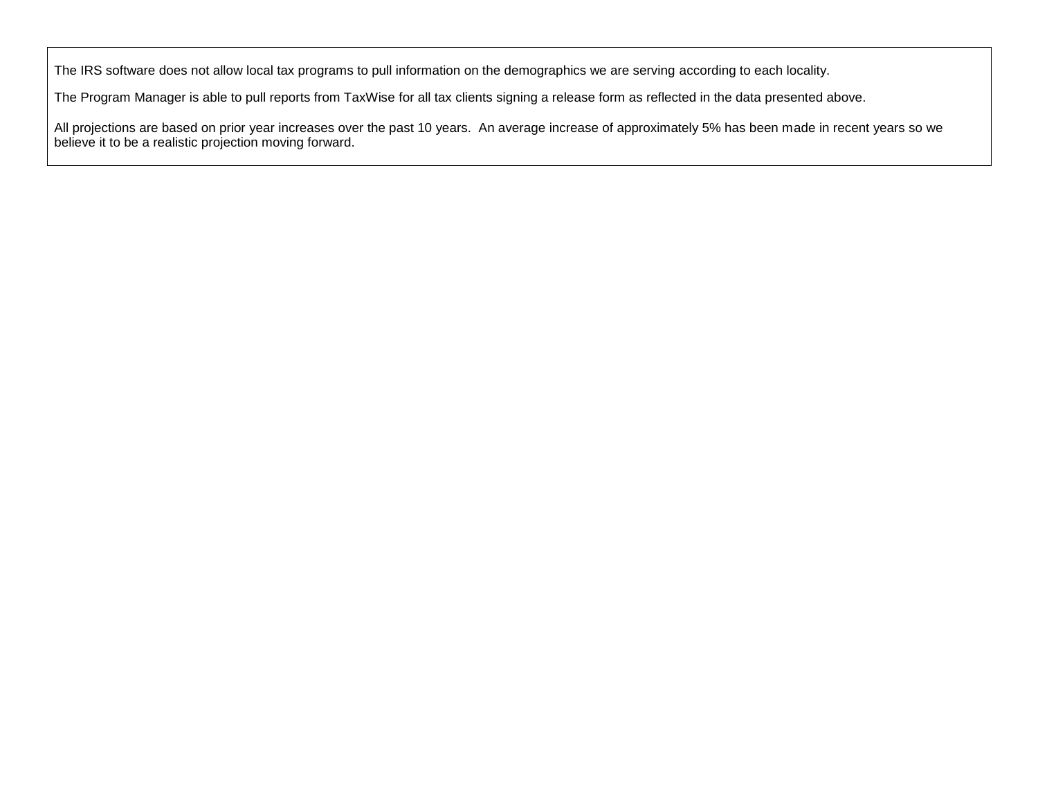The IRS software does not allow local tax programs to pull information on the demographics we are serving according to each locality.

The Program Manager is able to pull reports from TaxWise for all tax clients signing a release form as reflected in the data presented above.

All projections are based on prior year increases over the past 10 years. An average increase of approximately 5% has been made in recent years so we believe it to be a realistic projection moving forward.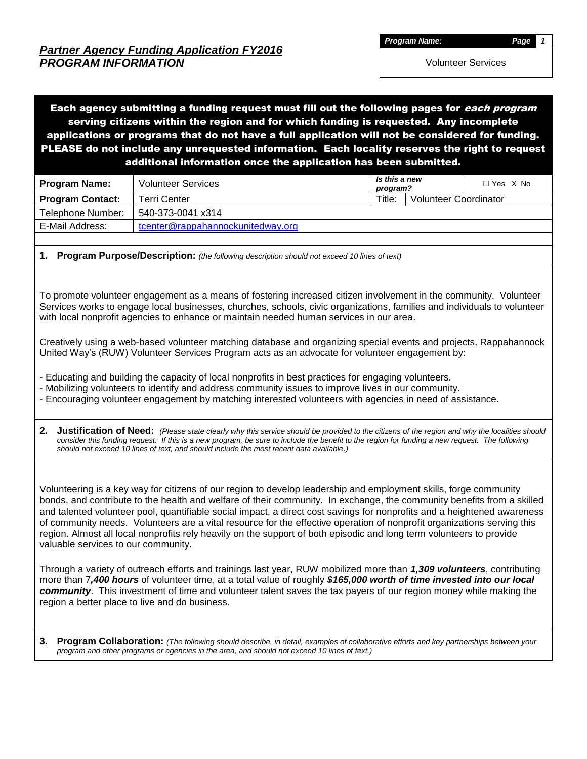*Program Name:* Volunteer Services

## *Partner Agency Funding Application FY2016*
## *PROGRAM INFORMATION*

**Each agency submitting a funding request must fill out the following pages for *each program* serving citizens within the region and for which funding is requested. Any incomplete applications or programs that do not have a full application will not be considered for funding. PLEASE do not include any unrequested information. Each locality reserves the right to request additional information once the application has been submitted.**

| **Program Name:** | Volunteer Services | *Is this a new program?* | ☐ Yes X No |
|---|---|---|---|
| **Program Contact:** | Terri Center | Title: | Volunteer Coordinator |
| Telephone Number: | 540-373-0041 x314 | | |
| E-Mail Address: | tcenter@rappahannockunitedway.org | | |

**1. Program Purpose/Description:** *(the following description should not exceed 10 lines of text)*

To promote volunteer engagement as a means of fostering increased citizen involvement in the community. Volunteer Services works to engage local businesses, churches, schools, civic organizations, families and individuals to volunteer with local nonprofit agencies to enhance or maintain needed human services in our area.

Creatively using a web-based volunteer matching database and organizing special events and projects, Rappahannock United Way's (RUW) Volunteer Services Program acts as an advocate for volunteer engagement by:

- Educating and building the capacity of local nonprofits in best practices for engaging volunteers.
- Mobilizing volunteers to identify and address community issues to improve lives in our community.
- Encouraging volunteer engagement by matching interested volunteers with agencies in need of assistance.

**2. Justification of Need:** *(Please state clearly why this service should be provided to the citizens of the region and why the localities should consider this funding request. If this is a new program, be sure to include the benefit to the region for funding a new request. The following should not exceed 10 lines of text, and should include the most recent data available.)*

Volunteering is a key way for citizens of our region to develop leadership and employment skills, forge community bonds, and contribute to the health and welfare of their community. In exchange, the community benefits from a skilled and talented volunteer pool, quantifiable social impact, a direct cost savings for nonprofits and a heightened awareness of community needs. Volunteers are a vital resource for the effective operation of nonprofit organizations serving this region. Almost all local nonprofits rely heavily on the support of both episodic and long term volunteers to provide valuable services to our community.

Through a variety of outreach efforts and trainings last year, RUW mobilized more than ***1,309 volunteers***, contributing more than 7***,400 hours*** of volunteer time, at a total value of roughly ***$165,000 worth of time invested into our local community***. This investment of time and volunteer talent saves the tax payers of our region money while making the region a better place to live and do business.

**3. Program Collaboration:** *(The following should describe, in detail, examples of collaborative efforts and key partnerships between your program and other programs or agencies in the area, and should not exceed 10 lines of text.)*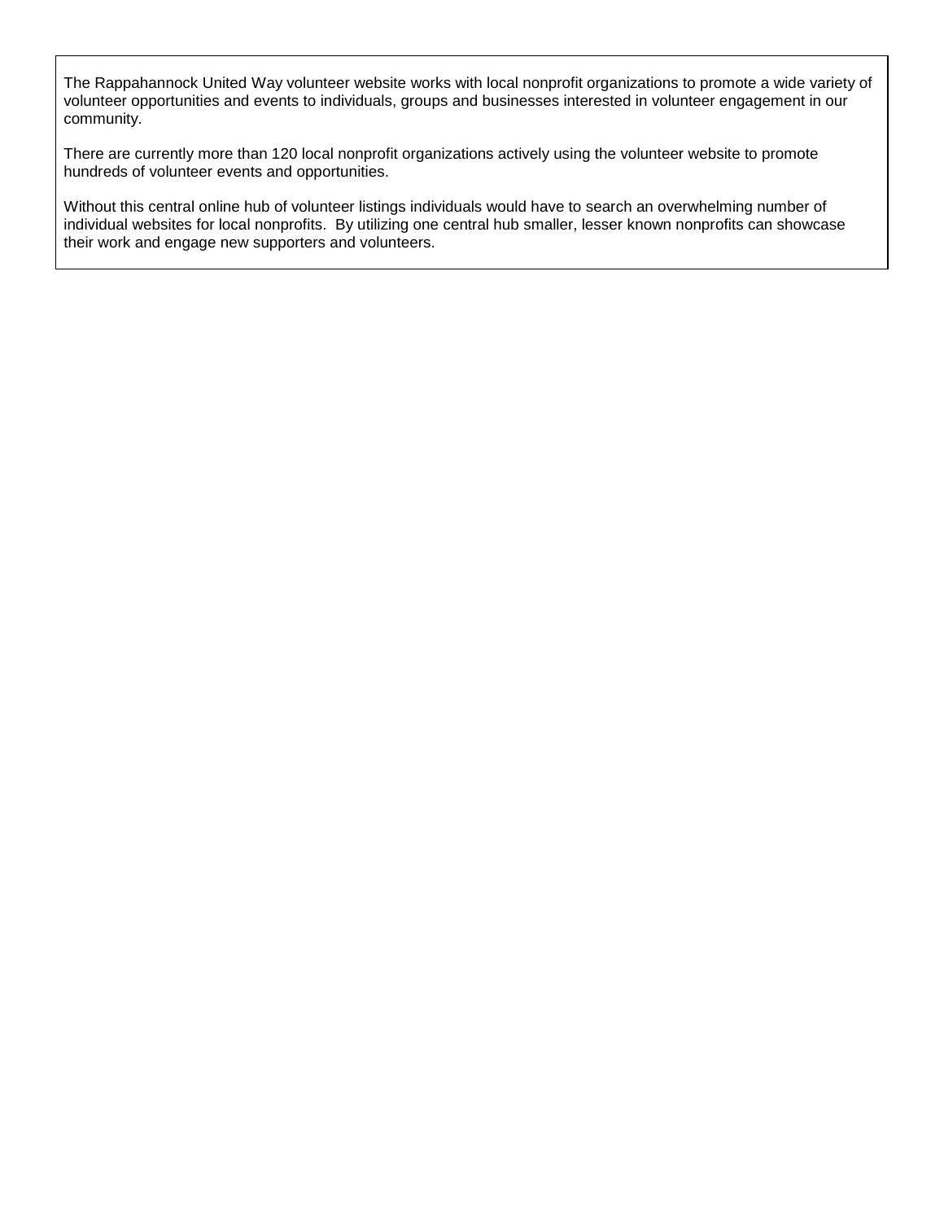The Rappahannock United Way volunteer website works with local nonprofit organizations to promote a wide variety of volunteer opportunities and events to individuals, groups and businesses interested in volunteer engagement in our community.

There are currently more than 120 local nonprofit organizations actively using the volunteer website to promote hundreds of volunteer events and opportunities.

Without this central online hub of volunteer listings individuals would have to search an overwhelming number of individual websites for local nonprofits. By utilizing one central hub smaller, lesser known nonprofits can showcase their work and engage new supporters and volunteers.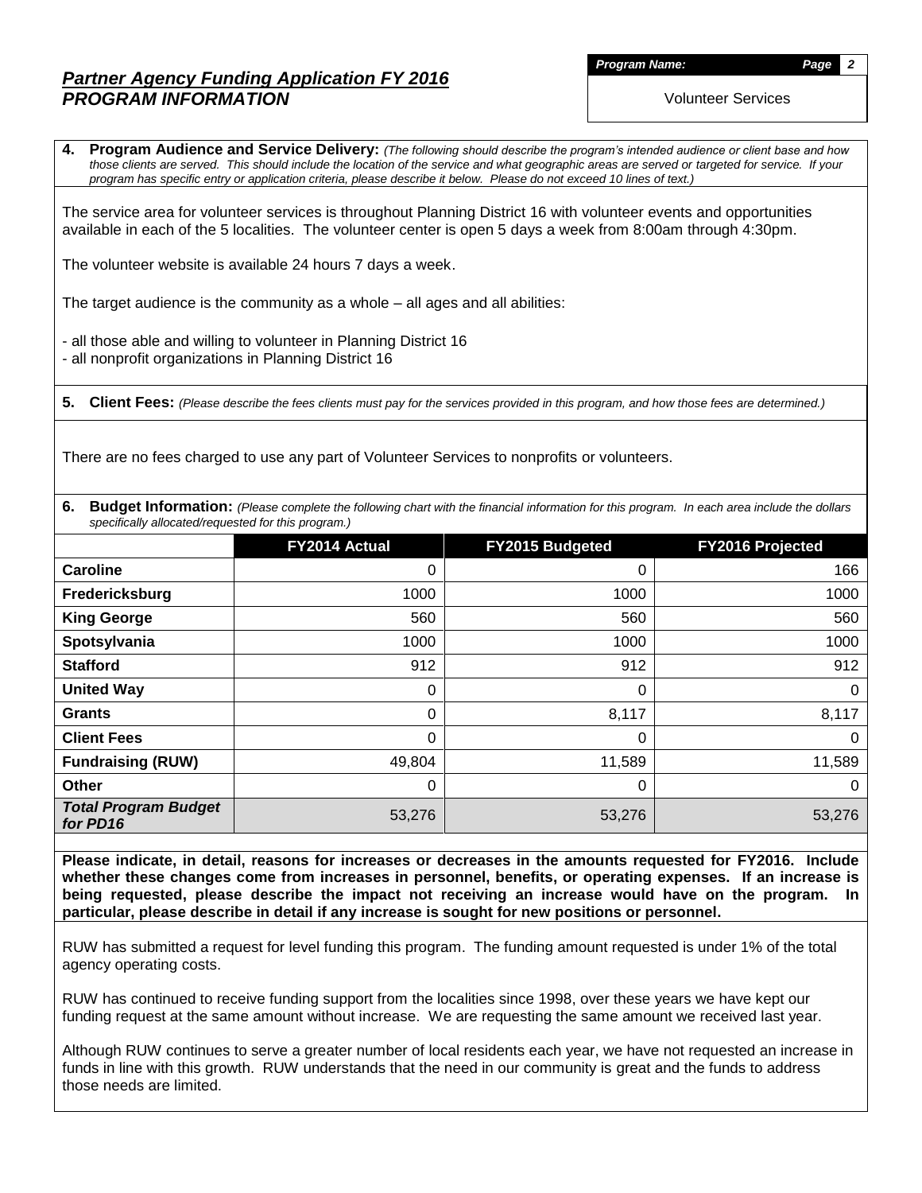# *Partner Agency Funding Application FY 2016*
## *PROGRAM INFORMATION*

***Program Name:***

Volunteer Services

**4. Program Audience and Service Delivery:** *(The following should describe the program's intended audience or client base and how those clients are served. This should include the location of the service and what geographic areas are served or targeted for service. If your program has specific entry or application criteria, please describe it below. Please do not exceed 10 lines of text.)*

The service area for volunteer services is throughout Planning District 16 with volunteer events and opportunities available in each of the 5 localities. The volunteer center is open 5 days a week from 8:00am through 4:30pm.

The volunteer website is available 24 hours 7 days a week.

The target audience is the community as a whole – all ages and all abilities:

- all those able and willing to volunteer in Planning District 16
- all nonprofit organizations in Planning District 16

**5. Client Fees:** *(Please describe the fees clients must pay for the services provided in this program, and how those fees are determined.)*

There are no fees charged to use any part of Volunteer Services to nonprofits or volunteers.

**6. Budget Information:** *(Please complete the following chart with the financial information for this program. In each area include the dollars specifically allocated/requested for this program.)*

| | FY2014 Actual | FY2015 Budgeted | FY2016 Projected |
|---|---|---|---|
| **Caroline** | 0 | 0 | 166 |
| **Fredericksburg** | 1000 | 1000 | 1000 |
| **King George** | 560 | 560 | 560 |
| **Spotsylvania** | 1000 | 1000 | 1000 |
| **Stafford** | 912 | 912 | 912 |
| **United Way** | 0 | 0 | 0 |
| **Grants** | 0 | 8,117 | 8,117 |
| **Client Fees** | 0 | 0 | 0 |
| **Fundraising (RUW)** | 49,804 | 11,589 | 11,589 |
| **Other** | 0 | 0 | 0 |
| ***Total Program Budget for PD16*** | 53,276 | 53,276 | 53,276 |

**Please indicate, in detail, reasons for increases or decreases in the amounts requested for FY2016. Include whether these changes come from increases in personnel, benefits, or operating expenses. If an increase is being requested, please describe the impact not receiving an increase would have on the program. In particular, please describe in detail if any increase is sought for new positions or personnel.**

RUW has submitted a request for level funding this program. The funding amount requested is under 1% of the total agency operating costs.

RUW has continued to receive funding support from the localities since 1998, over these years we have kept our funding request at the same amount without increase. We are requesting the same amount we received last year.

Although RUW continues to serve a greater number of local residents each year, we have not requested an increase in funds in line with this growth. RUW understands that the need in our community is great and the funds to address those needs are limited.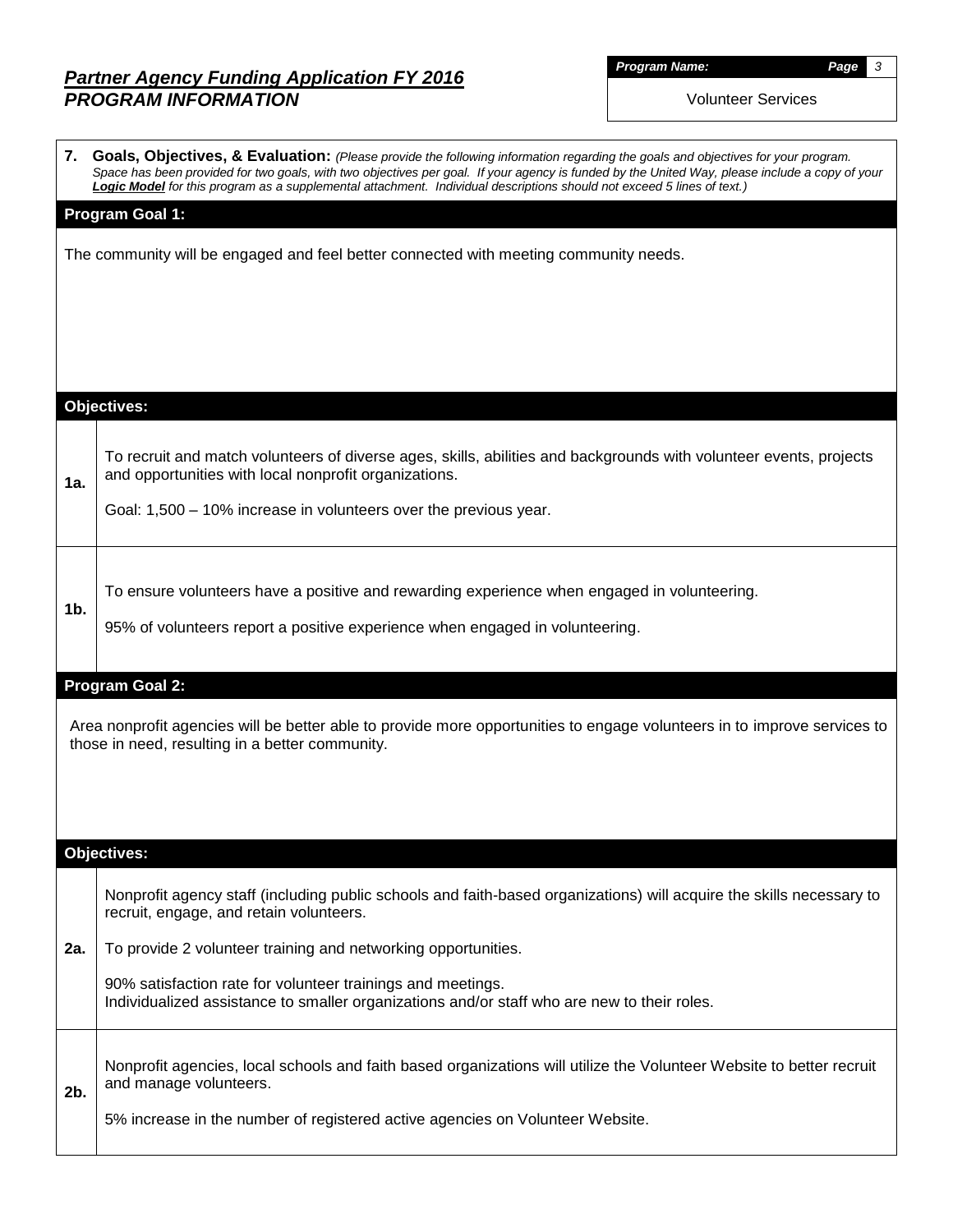## *Partner Agency Funding Application FY 2016*
## *PROGRAM INFORMATION*

***Program Name:*** Volunteer Services

**7. Goals, Objectives, & Evaluation:** *(Please provide the following information regarding the goals and objectives for your program. Space has been provided for two goals, with two objectives per goal. If your agency is funded by the United Way, please include a copy of your **Logic Model** for this program as a supplemental attachment. Individual descriptions should not exceed 5 lines of text.)*

### Program Goal 1:

The community will be engaged and feel better connected with meeting community needs.

### Objectives:

**1a.** To recruit and match volunteers of diverse ages, skills, abilities and backgrounds with volunteer events, projects and opportunities with local nonprofit organizations.

Goal: 1,500 – 10% increase in volunteers over the previous year.

**1b.** To ensure volunteers have a positive and rewarding experience when engaged in volunteering.

95% of volunteers report a positive experience when engaged in volunteering.

### Program Goal 2:

Area nonprofit agencies will be better able to provide more opportunities to engage volunteers in to improve services to those in need, resulting in a better community.

### Objectives:

**2a.** Nonprofit agency staff (including public schools and faith-based organizations) will acquire the skills necessary to recruit, engage, and retain volunteers.

To provide 2 volunteer training and networking opportunities.

90% satisfaction rate for volunteer trainings and meetings.
Individualized assistance to smaller organizations and/or staff who are new to their roles.

**2b.** Nonprofit agencies, local schools and faith based organizations will utilize the Volunteer Website to better recruit and manage volunteers.

5% increase in the number of registered active agencies on Volunteer Website.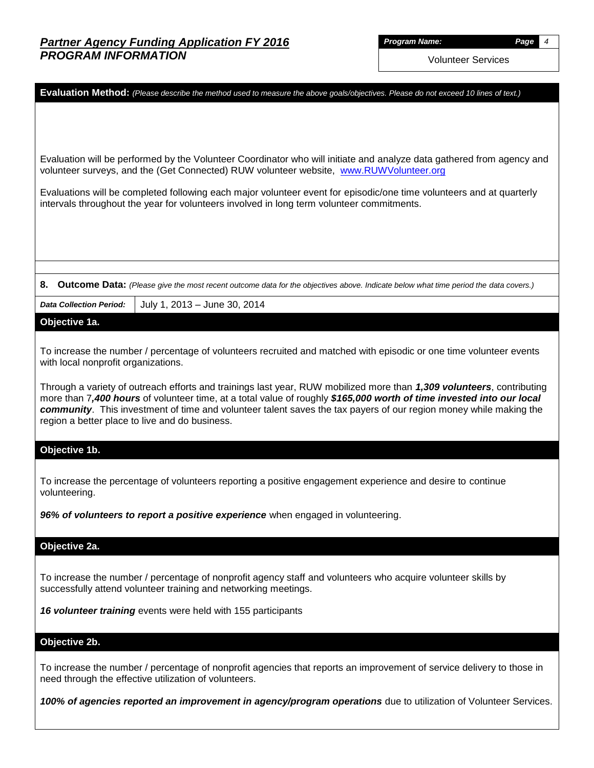## Partner Agency Funding Application FY 2016
## PROGRAM INFORMATION

**Program Name:** Volunteer Services

**Evaluation Method:** *(Please describe the method used to measure the above goals/objectives. Please do not exceed 10 lines of text.)*

Evaluation will be performed by the Volunteer Coordinator who will initiate and analyze data gathered from agency and volunteer surveys, and the (Get Connected) RUW volunteer website, www.RUWVolunteer.org

Evaluations will be completed following each major volunteer event for episodic/one time volunteers and at quarterly intervals throughout the year for volunteers involved in long term volunteer commitments.

**8. Outcome Data:** *(Please give the most recent outcome data for the objectives above. Indicate below what time period the data covers.)*

| *Data Collection Period:* | July 1, 2013 – June 30, 2014 |
|---|---|

### Objective 1a.

To increase the number / percentage of volunteers recruited and matched with episodic or one time volunteer events with local nonprofit organizations.

Through a variety of outreach efforts and trainings last year, RUW mobilized more than ***1,309 volunteers***, contributing more than 7***,400 hours*** of volunteer time, at a total value of roughly ***$165,000 worth of time invested into our local community***. This investment of time and volunteer talent saves the tax payers of our region money while making the region a better place to live and do business.

### Objective 1b.

To increase the percentage of volunteers reporting a positive engagement experience and desire to continue volunteering.

***96% of volunteers to report a positive experience*** when engaged in volunteering.

### Objective 2a.

To increase the number / percentage of nonprofit agency staff and volunteers who acquire volunteer skills by successfully attend volunteer training and networking meetings.

***16 volunteer training*** events were held with 155 participants

### Objective 2b.

To increase the number / percentage of nonprofit agencies that reports an improvement of service delivery to those in need through the effective utilization of volunteers.

***100% of agencies reported an improvement in agency/program operations*** due to utilization of Volunteer Services.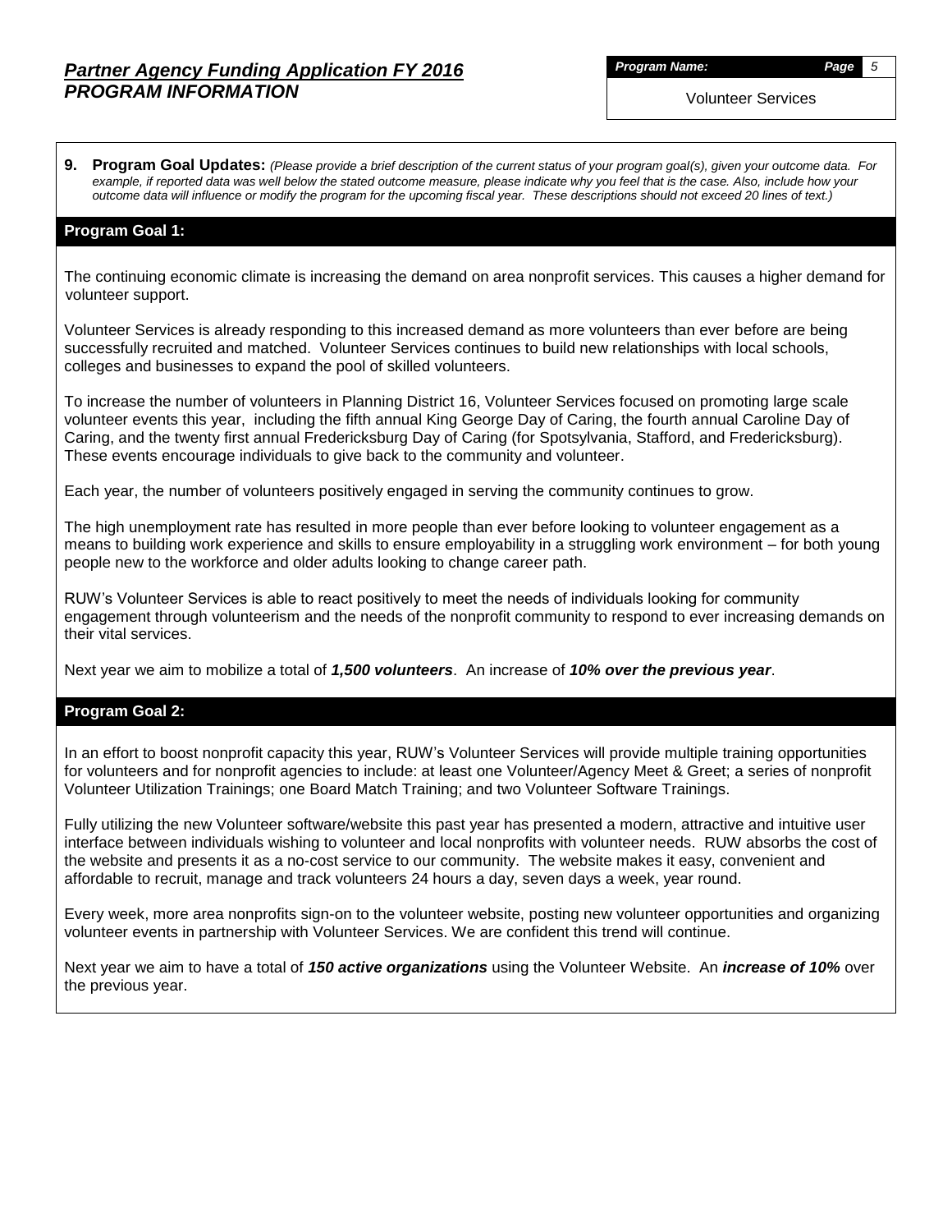## *Partner Agency Funding Application FY 2016*
## *PROGRAM INFORMATION*

***Program Name:*** Volunteer Services

**9. Program Goal Updates:** *(Please provide a brief description of the current status of your program goal(s), given your outcome data. For example, if reported data was well below the stated outcome measure, please indicate why you feel that is the case. Also, include how your outcome data will influence or modify the program for the upcoming fiscal year. These descriptions should not exceed 20 lines of text.)*

### Program Goal 1:

The continuing economic climate is increasing the demand on area nonprofit services. This causes a higher demand for volunteer support.

Volunteer Services is already responding to this increased demand as more volunteers than ever before are being successfully recruited and matched. Volunteer Services continues to build new relationships with local schools, colleges and businesses to expand the pool of skilled volunteers.

To increase the number of volunteers in Planning District 16, Volunteer Services focused on promoting large scale volunteer events this year, including the fifth annual King George Day of Caring, the fourth annual Caroline Day of Caring, and the twenty first annual Fredericksburg Day of Caring (for Spotsylvania, Stafford, and Fredericksburg). These events encourage individuals to give back to the community and volunteer.

Each year, the number of volunteers positively engaged in serving the community continues to grow.

The high unemployment rate has resulted in more people than ever before looking to volunteer engagement as a means to building work experience and skills to ensure employability in a struggling work environment – for both young people new to the workforce and older adults looking to change career path.

RUW's Volunteer Services is able to react positively to meet the needs of individuals looking for community engagement through volunteerism and the needs of the nonprofit community to respond to ever increasing demands on their vital services.

Next year we aim to mobilize a total of ***1,500 volunteers***. An increase of ***10% over the previous year***.

### Program Goal 2:

In an effort to boost nonprofit capacity this year, RUW's Volunteer Services will provide multiple training opportunities for volunteers and for nonprofit agencies to include: at least one Volunteer/Agency Meet & Greet; a series of nonprofit Volunteer Utilization Trainings; one Board Match Training; and two Volunteer Software Trainings.

Fully utilizing the new Volunteer software/website this past year has presented a modern, attractive and intuitive user interface between individuals wishing to volunteer and local nonprofits with volunteer needs. RUW absorbs the cost of the website and presents it as a no-cost service to our community. The website makes it easy, convenient and affordable to recruit, manage and track volunteers 24 hours a day, seven days a week, year round.

Every week, more area nonprofits sign-on to the volunteer website, posting new volunteer opportunities and organizing volunteer events in partnership with Volunteer Services. We are confident this trend will continue.

Next year we aim to have a total of ***150 active organizations*** using the Volunteer Website. An ***increase of 10%*** over the previous year.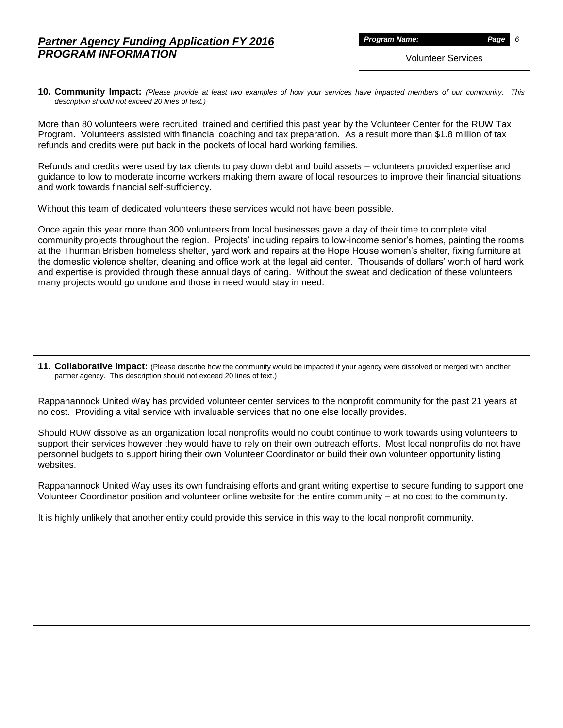## *Partner Agency Funding Application FY 2016*
## *PROGRAM INFORMATION*

***Program Name:*** Volunteer Services

**10. Community Impact:** *(Please provide at least two examples of how your services have impacted members of our community. This description should not exceed 20 lines of text.)*

More than 80 volunteers were recruited, trained and certified this past year by the Volunteer Center for the RUW Tax Program. Volunteers assisted with financial coaching and tax preparation. As a result more than $1.8 million of tax refunds and credits were put back in the pockets of local hard working families.

Refunds and credits were used by tax clients to pay down debt and build assets – volunteers provided expertise and guidance to low to moderate income workers making them aware of local resources to improve their financial situations and work towards financial self-sufficiency.

Without this team of dedicated volunteers these services would not have been possible.

Once again this year more than 300 volunteers from local businesses gave a day of their time to complete vital community projects throughout the region. Projects' including repairs to low-income senior's homes, painting the rooms at the Thurman Brisben homeless shelter, yard work and repairs at the Hope House women's shelter, fixing furniture at the domestic violence shelter, cleaning and office work at the legal aid center. Thousands of dollars' worth of hard work and expertise is provided through these annual days of caring. Without the sweat and dedication of these volunteers many projects would go undone and those in need would stay in need.

**11. Collaborative Impact:** (Please describe how the community would be impacted if your agency were dissolved or merged with another partner agency. This description should not exceed 20 lines of text.)

Rappahannock United Way has provided volunteer center services to the nonprofit community for the past 21 years at no cost. Providing a vital service with invaluable services that no one else locally provides.

Should RUW dissolve as an organization local nonprofits would no doubt continue to work towards using volunteers to support their services however they would have to rely on their own outreach efforts. Most local nonprofits do not have personnel budgets to support hiring their own Volunteer Coordinator or build their own volunteer opportunity listing websites.

Rappahannock United Way uses its own fundraising efforts and grant writing expertise to secure funding to support one Volunteer Coordinator position and volunteer online website for the entire community – at no cost to the community.

It is highly unlikely that another entity could provide this service in this way to the local nonprofit community.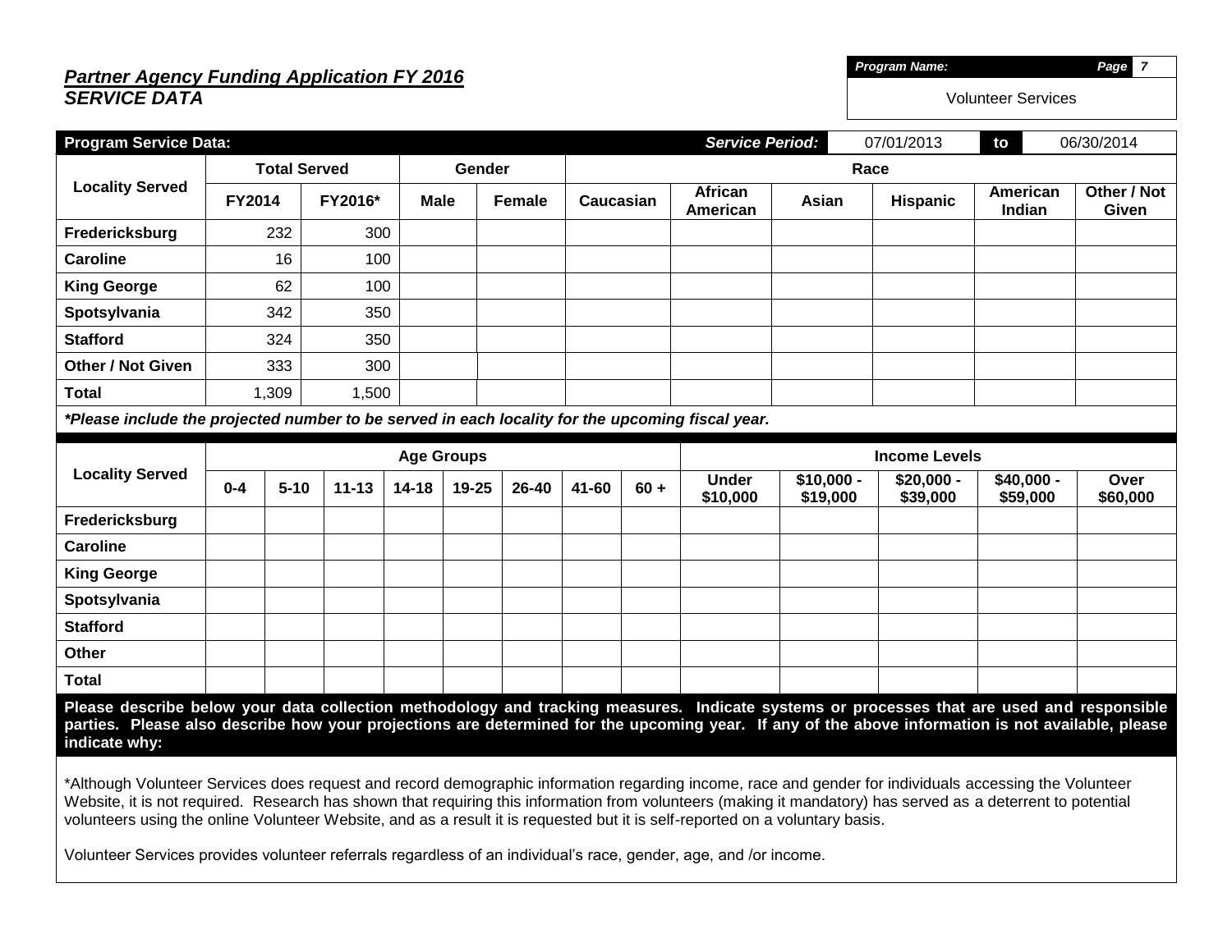## *Partner Agency Funding Application FY 2016*
## *SERVICE DATA*

| ***Program Name:*** | ***Page 7*** |
|---|---|
| Volunteer Services | |

| **Program Service Data:** | | | | | | | ***Service Period:*** | 07/01/2013 | **to** | 06/30/2014 |
|---|---|---|---|---|---|---|---|---|---|---|
| **Locality Served** | **Total Served** | | **Gender** | | **Race** | | | | | |
| | **FY2014** | **FY2016*** | **Male** | **Female** | **Caucasian** | **African American** | **Asian** | **Hispanic** | **American Indian** | **Other / Not Given** |
| **Fredericksburg** | 232 | 300 | | | | | | | | |
| **Caroline** | 16 | 100 | | | | | | | | |
| **King George** | 62 | 100 | | | | | | | | |
| **Spotsylvania** | 342 | 350 | | | | | | | | |
| **Stafford** | 324 | 350 | | | | | | | | |
| **Other / Not Given** | 333 | 300 | | | | | | | | |
| **Total** | 1,309 | 1,500 | | | | | | | | |

***Please include the projected number to be served in each locality for the upcoming fiscal year.**

| **Locality Served** | **Age Groups** | | | | | | | | **Income Levels** | | | | |
|---|---|---|---|---|---|---|---|---|---|---|---|---|---|
| | **0-4** | **5-10** | **11-13** | **14-18** | **19-25** | **26-40** | **41-60** | **60 +** | **Under $10,000** | **$10,000 - $19,000** | **$20,000 - $39,000** | **$40,000 - $59,000** | **Over $60,000** |
| **Fredericksburg** | | | | | | | | | | | | | |
| **Caroline** | | | | | | | | | | | | | |
| **King George** | | | | | | | | | | | | | |
| **Spotsylvania** | | | | | | | | | | | | | |
| **Stafford** | | | | | | | | | | | | | |
| **Other** | | | | | | | | | | | | | |
| **Total** | | | | | | | | | | | | | |

**Please describe below your data collection methodology and tracking measures. Indicate systems or processes that are used and responsible parties. Please also describe how your projections are determined for the upcoming year. If any of the above information is not available, please indicate why:**

*Although Volunteer Services does request and record demographic information regarding income, race and gender for individuals accessing the Volunteer Website, it is not required. Research has shown that requiring this information from volunteers (making it mandatory) has served as a deterrent to potential volunteers using the online Volunteer Website, and as a result it is requested but it is self-reported on a voluntary basis.

Volunteer Services provides volunteer referrals regardless of an individual's race, gender, age, and /or income.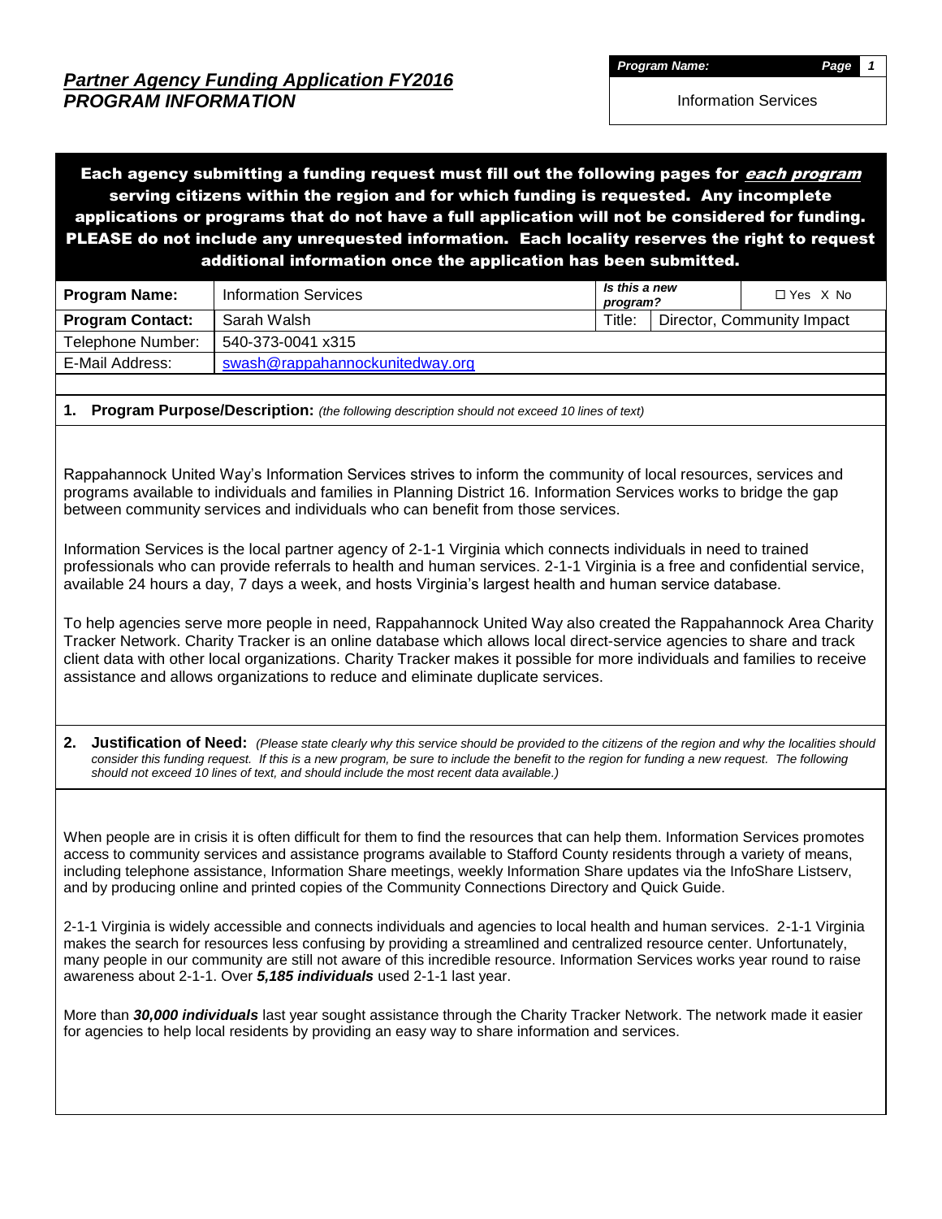# *Partner Agency Funding Application FY2016*
## *PROGRAM INFORMATION*

| *Program Name:* |
|---|
| Information Services |

**Each agency submitting a funding request must fill out the following pages for *each program* serving citizens within the region and for which funding is requested. Any incomplete applications or programs that do not have a full application will not be considered for funding. PLEASE do not include any unrequested information. Each locality reserves the right to request additional information once the application has been submitted.**

| **Program Name:** | Information Services | *Is this a new program?* | ☐ Yes X No |
|---|---|---|---|
| **Program Contact:** | Sarah Walsh | Title: | Director, Community Impact |
| Telephone Number: | 540-373-0041 x315 | | |
| E-Mail Address: | swash@rappahannockunitedway.org | | |

**1. Program Purpose/Description:** *(the following description should not exceed 10 lines of text)*

Rappahannock United Way's Information Services strives to inform the community of local resources, services and programs available to individuals and families in Planning District 16. Information Services works to bridge the gap between community services and individuals who can benefit from those services.

Information Services is the local partner agency of 2-1-1 Virginia which connects individuals in need to trained professionals who can provide referrals to health and human services. 2-1-1 Virginia is a free and confidential service, available 24 hours a day, 7 days a week, and hosts Virginia's largest health and human service database.

To help agencies serve more people in need, Rappahannock United Way also created the Rappahannock Area Charity Tracker Network. Charity Tracker is an online database which allows local direct-service agencies to share and track client data with other local organizations. Charity Tracker makes it possible for more individuals and families to receive assistance and allows organizations to reduce and eliminate duplicate services.

**2. Justification of Need:** *(Please state clearly why this service should be provided to the citizens of the region and why the localities should consider this funding request. If this is a new program, be sure to include the benefit to the region for funding a new request. The following should not exceed 10 lines of text, and should include the most recent data available.)*

When people are in crisis it is often difficult for them to find the resources that can help them. Information Services promotes access to community services and assistance programs available to Stafford County residents through a variety of means, including telephone assistance, Information Share meetings, weekly Information Share updates via the InfoShare Listserv, and by producing online and printed copies of the Community Connections Directory and Quick Guide.

2-1-1 Virginia is widely accessible and connects individuals and agencies to local health and human services. 2-1-1 Virginia makes the search for resources less confusing by providing a streamlined and centralized resource center. Unfortunately, many people in our community are still not aware of this incredible resource. Information Services works year round to raise awareness about 2-1-1. Over ***5,185 individuals*** used 2-1-1 last year.

More than ***30,000 individuals*** last year sought assistance through the Charity Tracker Network. The network made it easier for agencies to help local residents by providing an easy way to share information and services.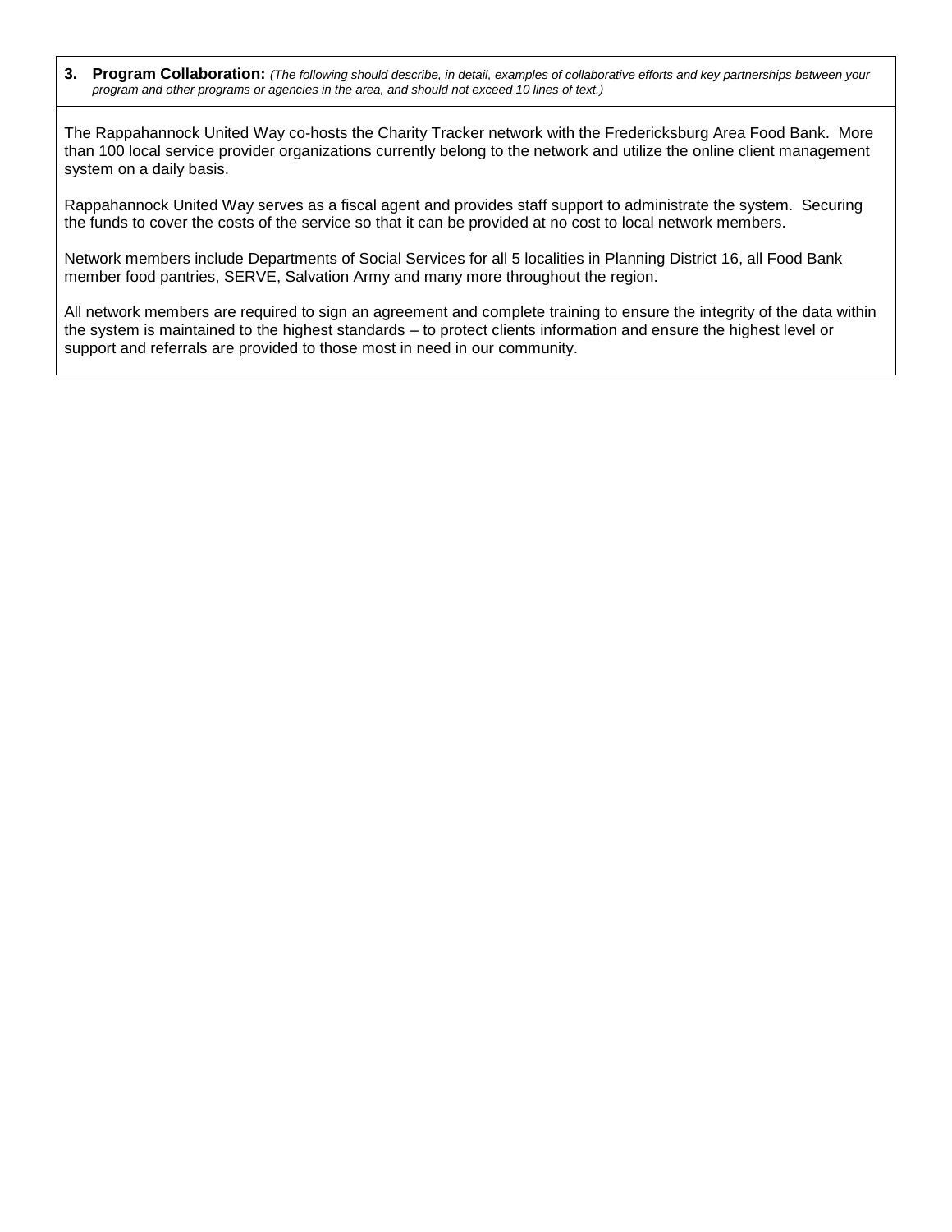**3. Program Collaboration:** *(The following should describe, in detail, examples of collaborative efforts and key partnerships between your program and other programs or agencies in the area, and should not exceed 10 lines of text.)*

The Rappahannock United Way co-hosts the Charity Tracker network with the Fredericksburg Area Food Bank. More than 100 local service provider organizations currently belong to the network and utilize the online client management system on a daily basis.

Rappahannock United Way serves as a fiscal agent and provides staff support to administrate the system. Securing the funds to cover the costs of the service so that it can be provided at no cost to local network members.

Network members include Departments of Social Services for all 5 localities in Planning District 16, all Food Bank member food pantries, SERVE, Salvation Army and many more throughout the region.

All network members are required to sign an agreement and complete training to ensure the integrity of the data within the system is maintained to the highest standards – to protect clients information and ensure the highest level or support and referrals are provided to those most in need in our community.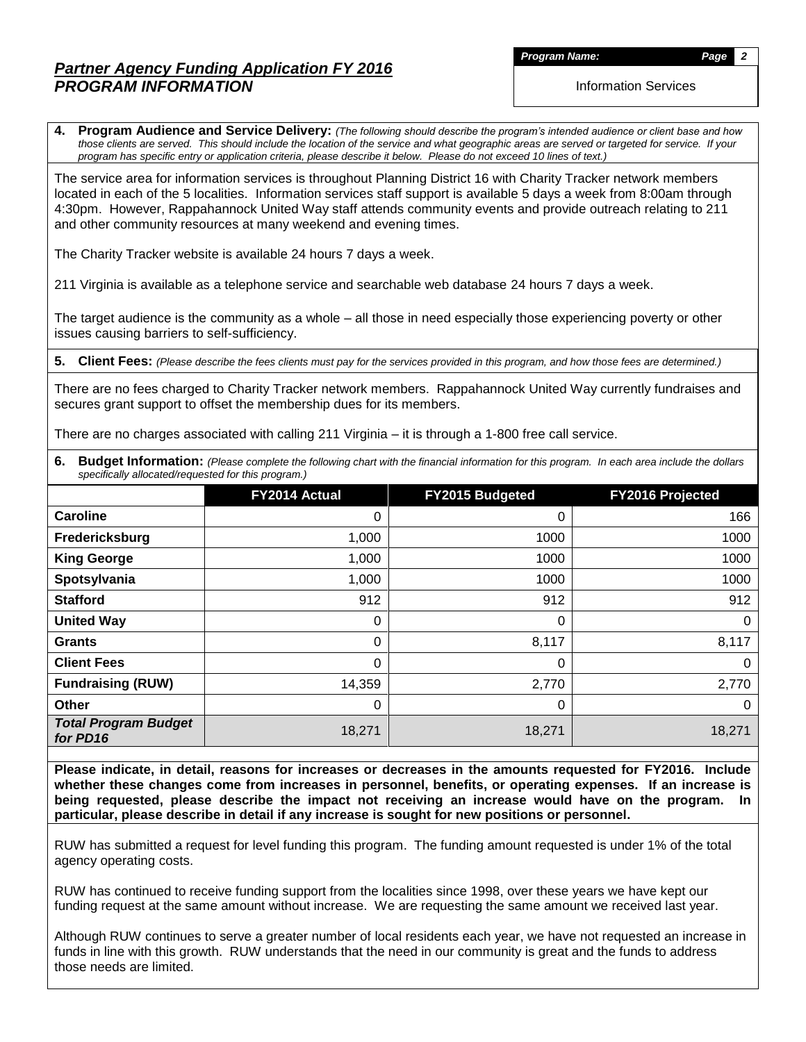# *Partner Agency Funding Application FY 2016*
## *PROGRAM INFORMATION*

***Program Name:*** Information Services

**4. Program Audience and Service Delivery:** *(The following should describe the program's intended audience or client base and how those clients are served. This should include the location of the service and what geographic areas are served or targeted for service. If your program has specific entry or application criteria, please describe it below. Please do not exceed 10 lines of text.)*

The service area for information services is throughout Planning District 16 with Charity Tracker network members located in each of the 5 localities. Information services staff support is available 5 days a week from 8:00am through 4:30pm. However, Rappahannock United Way staff attends community events and provide outreach relating to 211 and other community resources at many weekend and evening times.

The Charity Tracker website is available 24 hours 7 days a week.

211 Virginia is available as a telephone service and searchable web database 24 hours 7 days a week.

The target audience is the community as a whole – all those in need especially those experiencing poverty or other issues causing barriers to self-sufficiency.

**5. Client Fees:** *(Please describe the fees clients must pay for the services provided in this program, and how those fees are determined.)*

There are no fees charged to Charity Tracker network members. Rappahannock United Way currently fundraises and secures grant support to offset the membership dues for its members.

There are no charges associated with calling 211 Virginia – it is through a 1-800 free call service.

**6. Budget Information:** *(Please complete the following chart with the financial information for this program. In each area include the dollars specifically allocated/requested for this program.)*

| | FY2014 Actual | FY2015 Budgeted | FY2016 Projected |
|---|---|---|---|
| **Caroline** | 0 | 0 | 166 |
| **Fredericksburg** | 1,000 | 1000 | 1000 |
| **King George** | 1,000 | 1000 | 1000 |
| **Spotsylvania** | 1,000 | 1000 | 1000 |
| **Stafford** | 912 | 912 | 912 |
| **United Way** | 0 | 0 | 0 |
| **Grants** | 0 | 8,117 | 8,117 |
| **Client Fees** | 0 | 0 | 0 |
| **Fundraising (RUW)** | 14,359 | 2,770 | 2,770 |
| **Other** | 0 | 0 | 0 |
| ***Total Program Budget for PD16*** | 18,271 | 18,271 | 18,271 |

**Please indicate, in detail, reasons for increases or decreases in the amounts requested for FY2016. Include whether these changes come from increases in personnel, benefits, or operating expenses. If an increase is being requested, please describe the impact not receiving an increase would have on the program. In particular, please describe in detail if any increase is sought for new positions or personnel.**

RUW has submitted a request for level funding this program. The funding amount requested is under 1% of the total agency operating costs.

RUW has continued to receive funding support from the localities since 1998, over these years we have kept our funding request at the same amount without increase. We are requesting the same amount we received last year.

Although RUW continues to serve a greater number of local residents each year, we have not requested an increase in funds in line with this growth. RUW understands that the need in our community is great and the funds to address those needs are limited.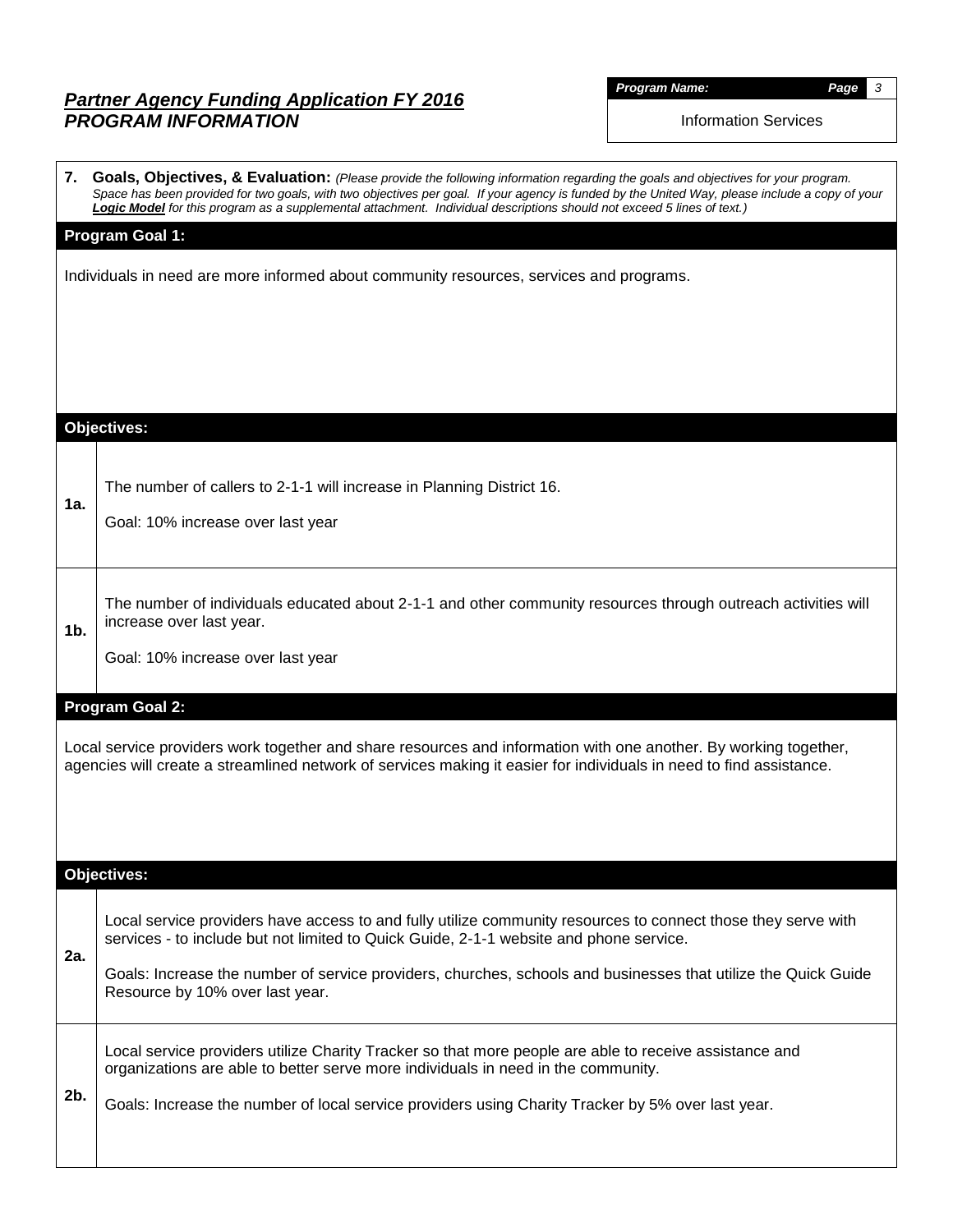# *Partner Agency Funding Application FY 2016*
## *PROGRAM INFORMATION*

***Program Name:*** Information Services

**7. Goals, Objectives, & Evaluation:** *(Please provide the following information regarding the goals and objectives for your program. Space has been provided for two goals, with two objectives per goal. If your agency is funded by the United Way, please include a copy of your **Logic Model** for this program as a supplemental attachment. Individual descriptions should not exceed 5 lines of text.)*

### Program Goal 1:

Individuals in need are more informed about community resources, services and programs.

### Objectives:

| | |
|---|---|
| **1a.** | The number of callers to 2-1-1 will increase in Planning District 16.<br><br>Goal: 10% increase over last year |
| **1b.** | The number of individuals educated about 2-1-1 and other community resources through outreach activities will increase over last year.<br><br>Goal: 10% increase over last year |

### Program Goal 2:

Local service providers work together and share resources and information with one another. By working together, agencies will create a streamlined network of services making it easier for individuals in need to find assistance.

### Objectives:

| | |
|---|---|
| **2a.** | Local service providers have access to and fully utilize community resources to connect those they serve with services - to include but not limited to Quick Guide, 2-1-1 website and phone service.<br><br>Goals: Increase the number of service providers, churches, schools and businesses that utilize the Quick Guide Resource by 10% over last year. |
| **2b.** | Local service providers utilize Charity Tracker so that more people are able to receive assistance and organizations are able to better serve more individuals in need in the community.<br><br>Goals: Increase the number of local service providers using Charity Tracker by 5% over last year. |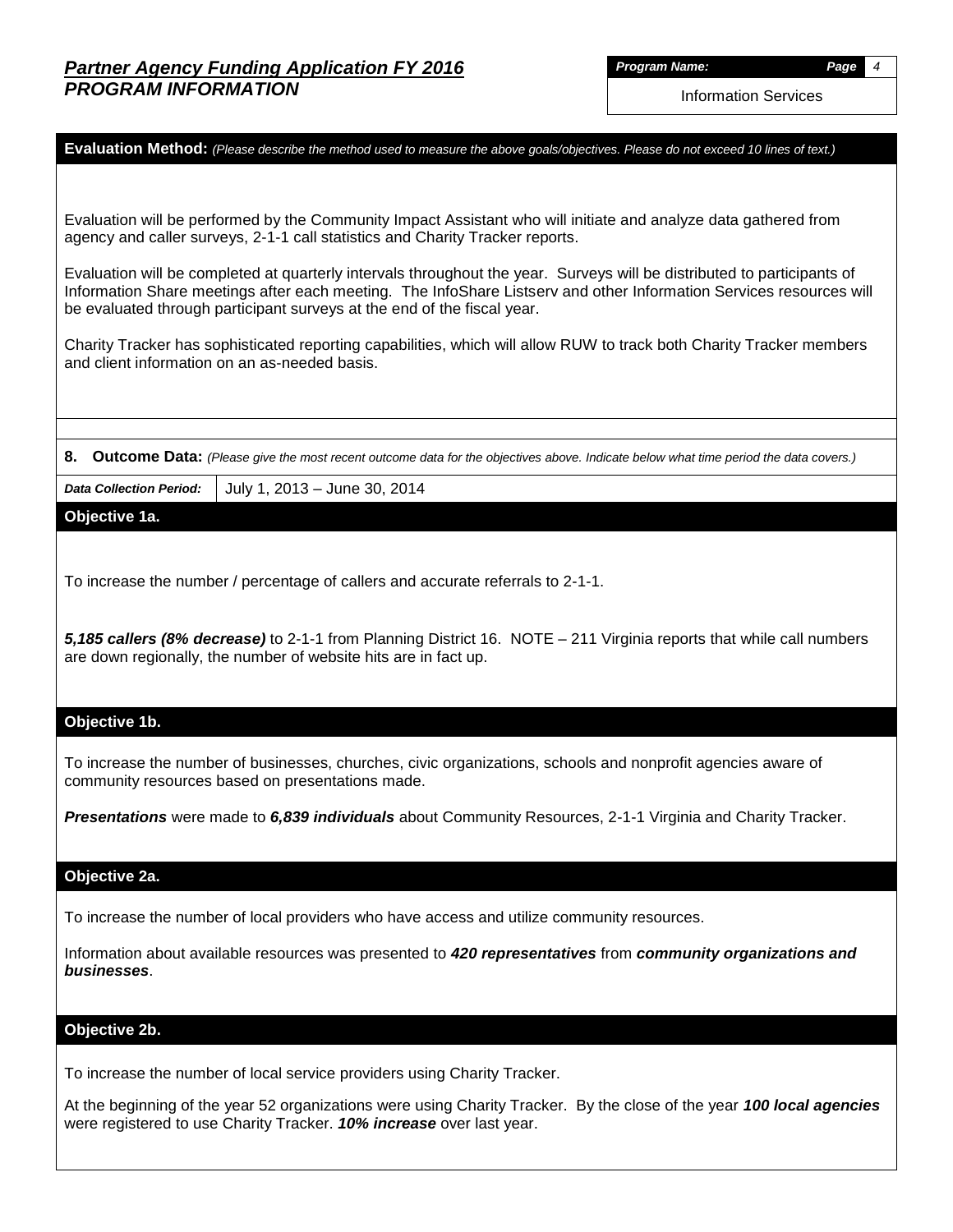**Program Name:** Information Services

### Evaluation Method: *(Please describe the method used to measure the above goals/objectives. Please do not exceed 10 lines of text.)*

Evaluation will be performed by the Community Impact Assistant who will initiate and analyze data gathered from agency and caller surveys, 2-1-1 call statistics and Charity Tracker reports.

Evaluation will be completed at quarterly intervals throughout the year. Surveys will be distributed to participants of Information Share meetings after each meeting. The InfoShare Listserv and other Information Services resources will be evaluated through participant surveys at the end of the fiscal year.

Charity Tracker has sophisticated reporting capabilities, which will allow RUW to track both Charity Tracker members and client information on an as-needed basis.

### 8. Outcome Data: *(Please give the most recent outcome data for the objectives above. Indicate below what time period the data covers.)*

| *Data Collection Period:* | July 1, 2013 – June 30, 2014 |
|---|---|

### Objective 1a.

To increase the number / percentage of callers and accurate referrals to 2-1-1.

***5,185 callers (8% decrease)*** to 2-1-1 from Planning District 16. NOTE – 211 Virginia reports that while call numbers are down regionally, the number of website hits are in fact up.

### Objective 1b.

To increase the number of businesses, churches, civic organizations, schools and nonprofit agencies aware of community resources based on presentations made.

***Presentations*** were made to ***6,839 individuals*** about Community Resources, 2-1-1 Virginia and Charity Tracker.

### Objective 2a.

To increase the number of local providers who have access and utilize community resources.

Information about available resources was presented to ***420 representatives*** from ***community organizations and businesses***.

### Objective 2b.

To increase the number of local service providers using Charity Tracker.

At the beginning of the year 52 organizations were using Charity Tracker. By the close of the year ***100 local agencies*** were registered to use Charity Tracker. ***10% increase*** over last year.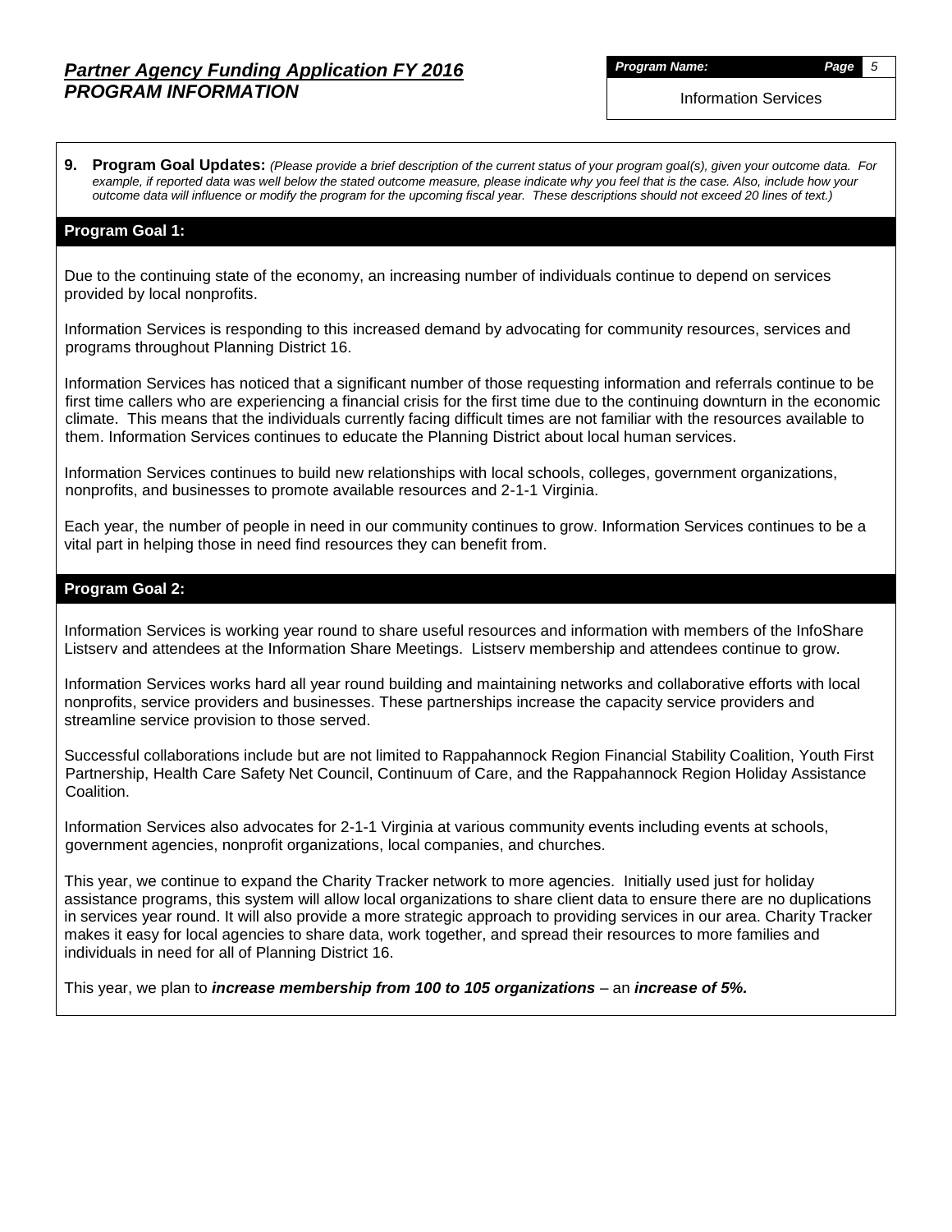# *Partner Agency Funding Application FY 2016*
## *PROGRAM INFORMATION*

***Program Name:*** Information Services

**9. Program Goal Updates:** *(Please provide a brief description of the current status of your program goal(s), given your outcome data. For example, if reported data was well below the stated outcome measure, please indicate why you feel that is the case. Also, include how your outcome data will influence or modify the program for the upcoming fiscal year. These descriptions should not exceed 20 lines of text.)*

### Program Goal 1:

Due to the continuing state of the economy, an increasing number of individuals continue to depend on services provided by local nonprofits.

Information Services is responding to this increased demand by advocating for community resources, services and programs throughout Planning District 16.

Information Services has noticed that a significant number of those requesting information and referrals continue to be first time callers who are experiencing a financial crisis for the first time due to the continuing downturn in the economic climate. This means that the individuals currently facing difficult times are not familiar with the resources available to them. Information Services continues to educate the Planning District about local human services.

Information Services continues to build new relationships with local schools, colleges, government organizations, nonprofits, and businesses to promote available resources and 2-1-1 Virginia.

Each year, the number of people in need in our community continues to grow. Information Services continues to be a vital part in helping those in need find resources they can benefit from.

### Program Goal 2:

Information Services is working year round to share useful resources and information with members of the InfoShare Listserv and attendees at the Information Share Meetings. Listserv membership and attendees continue to grow.

Information Services works hard all year round building and maintaining networks and collaborative efforts with local nonprofits, service providers and businesses. These partnerships increase the capacity service providers and streamline service provision to those served.

Successful collaborations include but are not limited to Rappahannock Region Financial Stability Coalition, Youth First Partnership, Health Care Safety Net Council, Continuum of Care, and the Rappahannock Region Holiday Assistance Coalition.

Information Services also advocates for 2-1-1 Virginia at various community events including events at schools, government agencies, nonprofit organizations, local companies, and churches.

This year, we continue to expand the Charity Tracker network to more agencies. Initially used just for holiday assistance programs, this system will allow local organizations to share client data to ensure there are no duplications in services year round. It will also provide a more strategic approach to providing services in our area. Charity Tracker makes it easy for local agencies to share data, work together, and spread their resources to more families and individuals in need for all of Planning District 16.

This year, we plan to ***increase membership from 100 to 105 organizations*** – an ***increase of 5%.***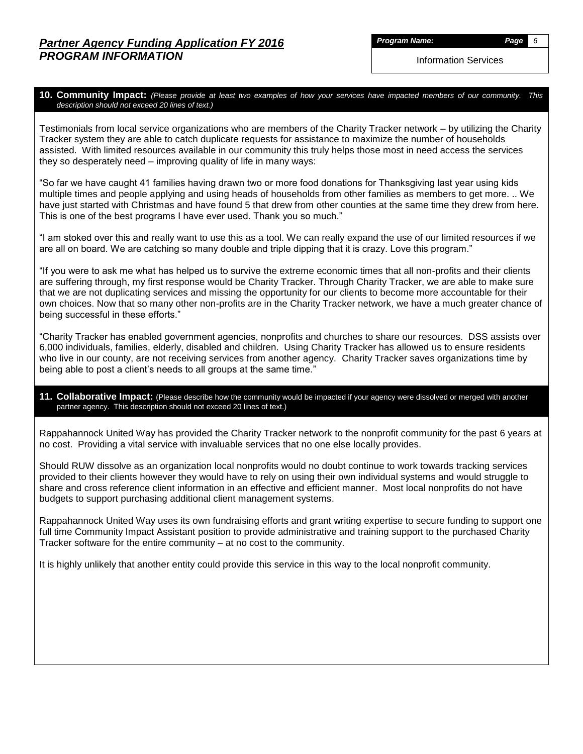## 10. Community Impact: *(Please provide at least two examples of how your services have impacted members of our community. This description should not exceed 20 lines of text.)*

Testimonials from local service organizations who are members of the Charity Tracker network – by utilizing the Charity Tracker system they are able to catch duplicate requests for assistance to maximize the number of households assisted. With limited resources available in our community this truly helps those most in need access the services they so desperately need – improving quality of life in many ways:

"So far we have caught 41 families having drawn two or more food donations for Thanksgiving last year using kids multiple times and people applying and using heads of households from other families as members to get more. .. We have just started with Christmas and have found 5 that drew from other counties at the same time they drew from here. This is one of the best programs I have ever used. Thank you so much."

"I am stoked over this and really want to use this as a tool. We can really expand the use of our limited resources if we are all on board. We are catching so many double and triple dipping that it is crazy. Love this program."

"If you were to ask me what has helped us to survive the extreme economic times that all non-profits and their clients are suffering through, my first response would be Charity Tracker. Through Charity Tracker, we are able to make sure that we are not duplicating services and missing the opportunity for our clients to become more accountable for their own choices. Now that so many other non-profits are in the Charity Tracker network, we have a much greater chance of being successful in these efforts."

"Charity Tracker has enabled government agencies, nonprofits and churches to share our resources. DSS assists over 6,000 individuals, families, elderly, disabled and children. Using Charity Tracker has allowed us to ensure residents who live in our county, are not receiving services from another agency. Charity Tracker saves organizations time by being able to post a client's needs to all groups at the same time."

## 11. Collaborative Impact: (Please describe how the community would be impacted if your agency were dissolved or merged with another partner agency. This description should not exceed 20 lines of text.)

Rappahannock United Way has provided the Charity Tracker network to the nonprofit community for the past 6 years at no cost. Providing a vital service with invaluable services that no one else locally provides.

Should RUW dissolve as an organization local nonprofits would no doubt continue to work towards tracking services provided to their clients however they would have to rely on using their own individual systems and would struggle to share and cross reference client information in an effective and efficient manner. Most local nonprofits do not have budgets to support purchasing additional client management systems.

Rappahannock United Way uses its own fundraising efforts and grant writing expertise to secure funding to support one full time Community Impact Assistant position to provide administrative and training support to the purchased Charity Tracker software for the entire community – at no cost to the community.

It is highly unlikely that another entity could provide this service in this way to the local nonprofit community.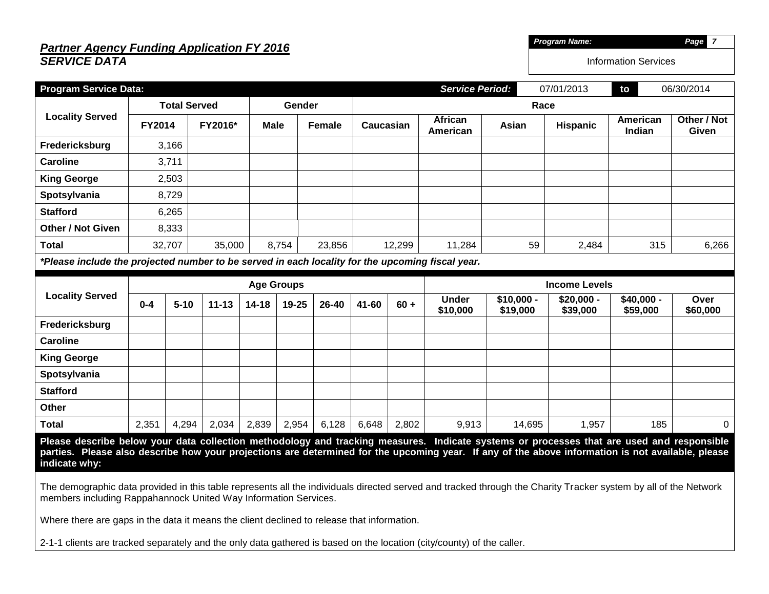## *Partner Agency Funding Application FY 2016*
## *SERVICE DATA*

| *Program Name:* | *Page 7* |
|---|---|
| Information Services | |

| **Program Service Data:** | | | | | | | ***Service Period:*** | 07/01/2013 | **to** | 06/30/2014 |
|---|---|---|---|---|---|---|---|---|---|---|
| **Locality Served** | **Total Served** | | **Gender** | | **Race** | | | | | |
| | **FY2014** | **FY2016*** | **Male** | **Female** | **Caucasian** | **African American** | **Asian** | **Hispanic** | **American Indian** | **Other / Not Given** |
| **Fredericksburg** | 3,166 | | | | | | | | | |
| **Caroline** | 3,711 | | | | | | | | | |
| **King George** | 2,503 | | | | | | | | | |
| **Spotsylvania** | 8,729 | | | | | | | | | |
| **Stafford** | 6,265 | | | | | | | | | |
| **Other / Not Given** | 8,333 | | | | | | | | | |
| **Total** | 32,707 | 35,000 | 8,754 | 23,856 | 12,299 | 11,284 | 59 | 2,484 | 315 | 6,266 |

***Please include the projected number to be served in each locality for the upcoming fiscal year.**

| **Locality Served** | **Age Groups** | | | | | | | | **Income Levels** | | | | |
|---|---|---|---|---|---|---|---|---|---|---|---|---|---|
| | **0-4** | **5-10** | **11-13** | **14-18** | **19-25** | **26-40** | **41-60** | **60 +** | **Under $10,000** | **$10,000 - $19,000** | **$20,000 - $39,000** | **$40,000 - $59,000** | **Over $60,000** |
| **Fredericksburg** | | | | | | | | | | | | | |
| **Caroline** | | | | | | | | | | | | | |
| **King George** | | | | | | | | | | | | | |
| **Spotsylvania** | | | | | | | | | | | | | |
| **Stafford** | | | | | | | | | | | | | |
| **Other** | | | | | | | | | | | | | |
| **Total** | 2,351 | 4,294 | 2,034 | 2,839 | 2,954 | 6,128 | 6,648 | 2,802 | 9,913 | 14,695 | 1,957 | 185 | 0 |

**Please describe below your data collection methodology and tracking measures. Indicate systems or processes that are used and responsible parties. Please also describe how your projections are determined for the upcoming year. If any of the above information is not available, please indicate why:**

The demographic data provided in this table represents all the individuals directed served and tracked through the Charity Tracker system by all of the Network members including Rappahannock United Way Information Services.

Where there are gaps in the data it means the client declined to release that information.

2-1-1 clients are tracked separately and the only data gathered is based on the location (city/county) of the caller.